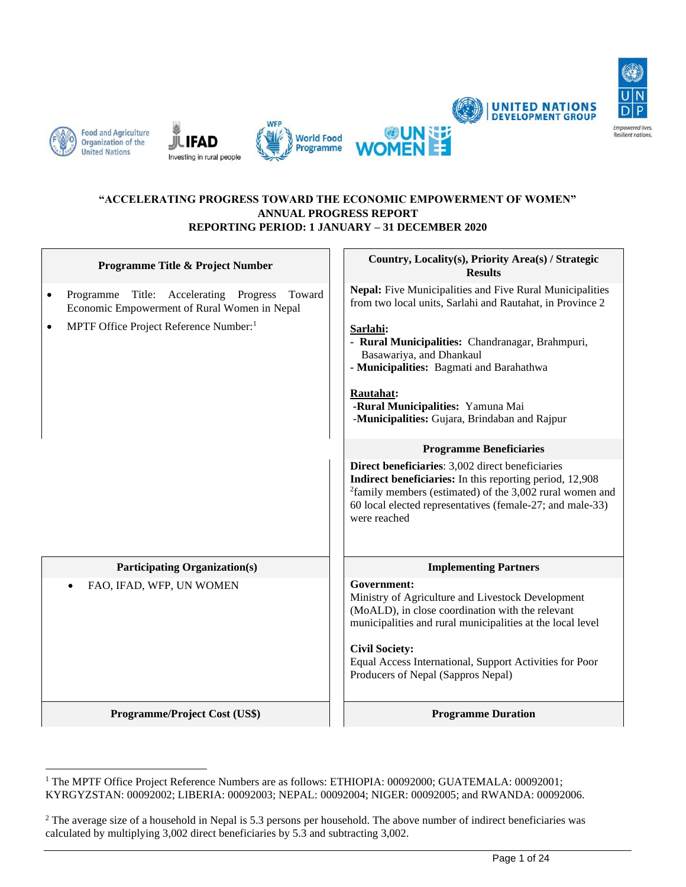**"ACCELERATING PROGRESS TOWARD THE ECONOMIC EMPOWERMENT OF WOMEN"**
**ANNUAL PROGRESS REPORT**
**REPORTING PERIOD: 1 JANUARY – 31 DECEMBER 2020**

| Programme Title & Project Number | Country, Locality(s), Priority Area(s) / Strategic Results |
|---|---|
| • Programme Title: Accelerating Progress Toward Economic Empowerment of Rural Women in Nepal<br>• MPTF Office Project Reference Number:[1] | **Nepal:** Five Municipalities and Five Rural Municipalities from two local units, Sarlahi and Rautahat, in Province 2<br><br>**Sarlahi**:<br>- **Rural Municipalities:** Chandranagar, Brahmpuri, Basawariya, and Dhankaul<br>- **Municipalities:** Bagmati and Barahathwa<br><br>**Rautahat**:<br>-**Rural Municipalities:** Yamuna Mai<br>-**Municipalities:** Gujara, Brindaban and Rajpur |
| | **Programme Beneficiaries** |
| | **Direct beneficiaries**: 3,002 direct beneficiaries<br>**Indirect beneficiaries:** In this reporting period, 12,908 [2]family members (estimated) of the 3,002 rural women and 60 local elected representatives (female-27; and male-33) were reached |
| **Participating Organization(s)** | **Implementing Partners** |
| • FAO, IFAD, WFP, UN WOMEN | **Government:**<br>Ministry of Agriculture and Livestock Development (MoALD), in close coordination with the relevant municipalities and rural municipalities at the local level<br><br>**Civil Society:**<br>Equal Access International, Support Activities for Poor Producers of Nepal (Sappros Nepal) |
| **Programme/Project Cost (US$)** | **Programme Duration** |

[1] The MPTF Office Project Reference Numbers are as follows: ETHIOPIA: 00092000; GUATEMALA: 00092001; KYRGYZSTAN: 00092002; LIBERIA: 00092003; NEPAL: 00092004; NIGER: 00092005; and RWANDA: 00092006.

[2] The average size of a household in Nepal is 5.3 persons per household. The above number of indirect beneficiaries was calculated by multiplying 3,002 direct beneficiaries by 5.3 and subtracting 3,002.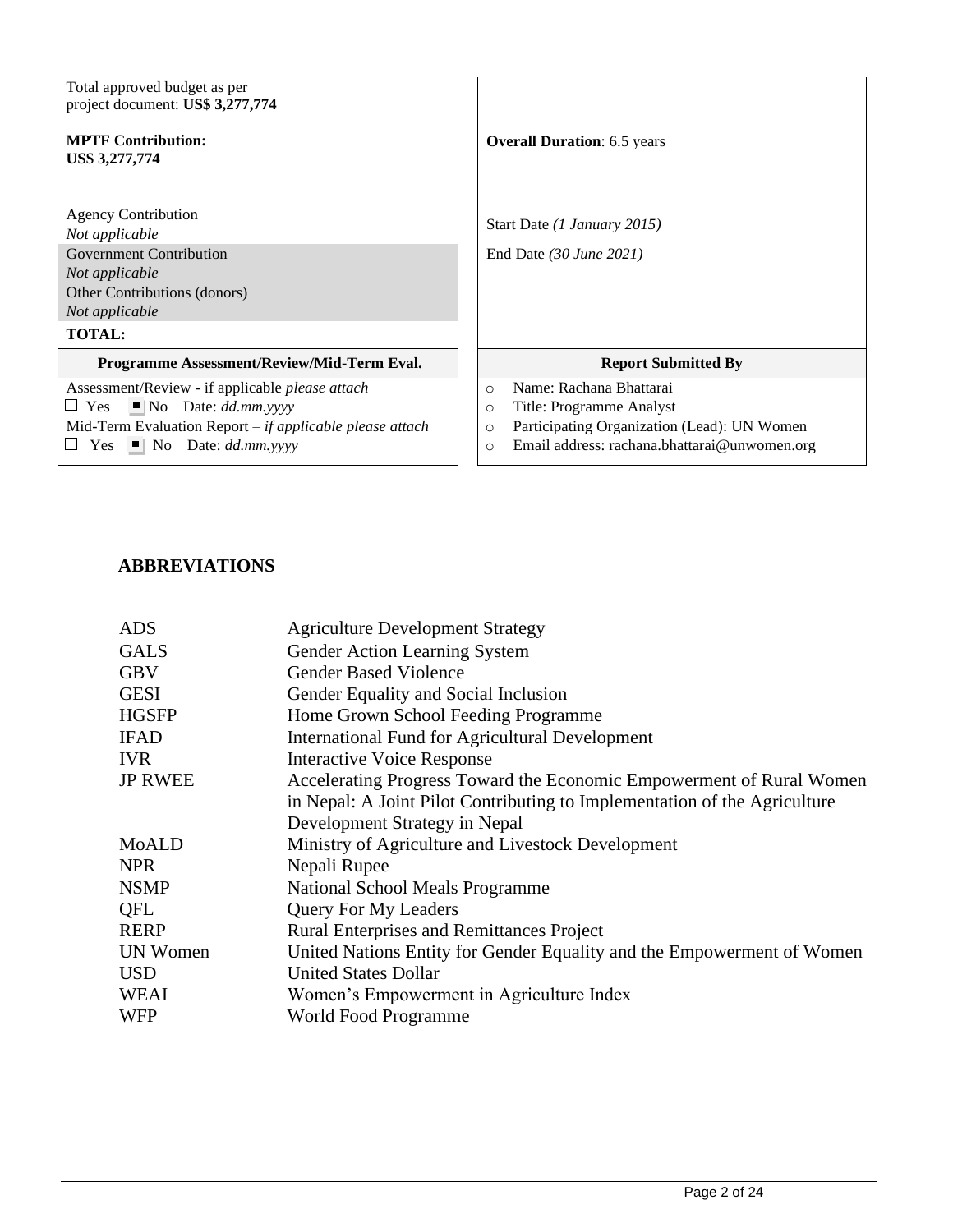| | |
|---|---|
| Total approved budget as per project document: **US$ 3,277,774**<br><br>**MPTF Contribution:**<br>**US$ 3,277,774**<br><br>Agency Contribution<br>*Not applicable*<br>Government Contribution<br>*Not applicable*<br>Other Contributions (donors)<br>*Not applicable*<br>**TOTAL:** | **Overall Duration**: 6.5 years<br><br>Start Date *(1 January 2015)*<br><br>End Date *(30 June 2021)* |
| **Programme Assessment/Review/Mid-Term Eval.** | **Report Submitted By** |
| Assessment/Review - if applicable *please attach*<br>☐ Yes ■ No Date: *dd.mm.yyyy*<br>Mid-Term Evaluation Report – *if applicable please attach*<br>☐ Yes ■ No Date: *dd.mm.yyyy* | ○ Name: Rachana Bhattarai<br>○ Title: Programme Analyst<br>○ Participating Organization (Lead): UN Women<br>○ Email address: rachana.bhattarai@unwomen.org |

## ABBREVIATIONS

| | |
|---|---|
| ADS | Agriculture Development Strategy |
| GALS | Gender Action Learning System |
| GBV | Gender Based Violence |
| GESI | Gender Equality and Social Inclusion |
| HGSFP | Home Grown School Feeding Programme |
| IFAD | International Fund for Agricultural Development |
| IVR | Interactive Voice Response |
| JP RWEE | Accelerating Progress Toward the Economic Empowerment of Rural Women in Nepal: A Joint Pilot Contributing to Implementation of the Agriculture Development Strategy in Nepal |
| MoALD | Ministry of Agriculture and Livestock Development |
| NPR | Nepali Rupee |
| NSMP | National School Meals Programme |
| QFL | Query For My Leaders |
| RERP | Rural Enterprises and Remittances Project |
| UN Women | United Nations Entity for Gender Equality and the Empowerment of Women |
| USD | United States Dollar |
| WEAI | Women's Empowerment in Agriculture Index |
| WFP | World Food Programme |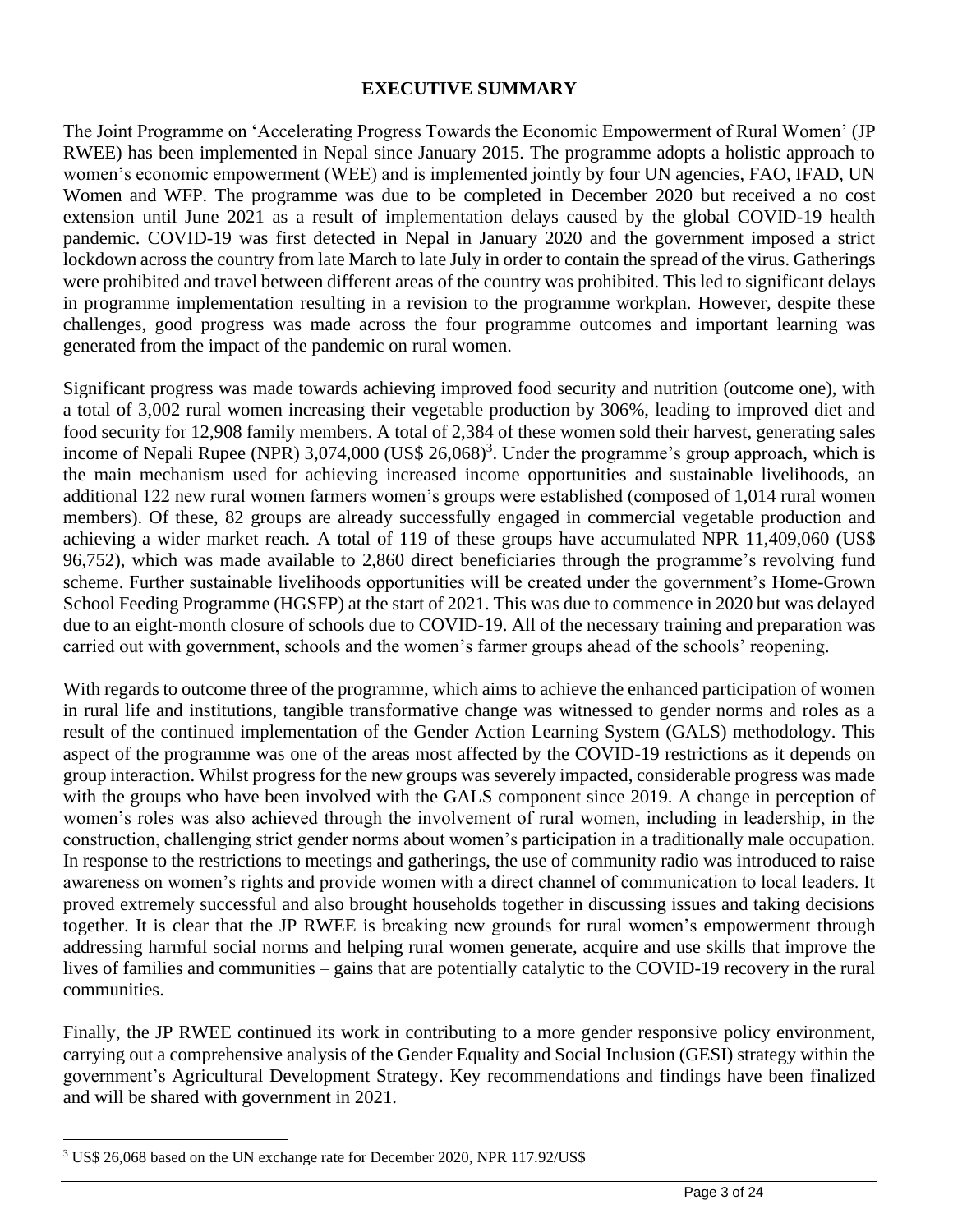# EXECUTIVE SUMMARY

The Joint Programme on 'Accelerating Progress Towards the Economic Empowerment of Rural Women' (JP RWEE) has been implemented in Nepal since January 2015. The programme adopts a holistic approach to women's economic empowerment (WEE) and is implemented jointly by four UN agencies, FAO, IFAD, UN Women and WFP. The programme was due to be completed in December 2020 but received a no cost extension until June 2021 as a result of implementation delays caused by the global COVID-19 health pandemic. COVID-19 was first detected in Nepal in January 2020 and the government imposed a strict lockdown across the country from late March to late July in order to contain the spread of the virus. Gatherings were prohibited and travel between different areas of the country was prohibited. This led to significant delays in programme implementation resulting in a revision to the programme workplan. However, despite these challenges, good progress was made across the four programme outcomes and important learning was generated from the impact of the pandemic on rural women.

Significant progress was made towards achieving improved food security and nutrition (outcome one), with a total of 3,002 rural women increasing their vegetable production by 306%, leading to improved diet and food security for 12,908 family members. A total of 2,384 of these women sold their harvest, generating sales income of Nepali Rupee (NPR) 3,074,000 (US$ 26,068)[3]. Under the programme's group approach, which is the main mechanism used for achieving increased income opportunities and sustainable livelihoods, an additional 122 new rural women farmers women's groups were established (composed of 1,014 rural women members). Of these, 82 groups are already successfully engaged in commercial vegetable production and achieving a wider market reach. A total of 119 of these groups have accumulated NPR 11,409,060 (US$ 96,752), which was made available to 2,860 direct beneficiaries through the programme's revolving fund scheme. Further sustainable livelihoods opportunities will be created under the government's Home-Grown School Feeding Programme (HGSFP) at the start of 2021. This was due to commence in 2020 but was delayed due to an eight-month closure of schools due to COVID-19. All of the necessary training and preparation was carried out with government, schools and the women's farmer groups ahead of the schools' reopening.

With regards to outcome three of the programme, which aims to achieve the enhanced participation of women in rural life and institutions, tangible transformative change was witnessed to gender norms and roles as a result of the continued implementation of the Gender Action Learning System (GALS) methodology. This aspect of the programme was one of the areas most affected by the COVID-19 restrictions as it depends on group interaction. Whilst progress for the new groups was severely impacted, considerable progress was made with the groups who have been involved with the GALS component since 2019. A change in perception of women's roles was also achieved through the involvement of rural women, including in leadership, in the construction, challenging strict gender norms about women's participation in a traditionally male occupation. In response to the restrictions to meetings and gatherings, the use of community radio was introduced to raise awareness on women's rights and provide women with a direct channel of communication to local leaders. It proved extremely successful and also brought households together in discussing issues and taking decisions together. It is clear that the JP RWEE is breaking new grounds for rural women's empowerment through addressing harmful social norms and helping rural women generate, acquire and use skills that improve the lives of families and communities – gains that are potentially catalytic to the COVID-19 recovery in the rural communities.

Finally, the JP RWEE continued its work in contributing to a more gender responsive policy environment, carrying out a comprehensive analysis of the Gender Equality and Social Inclusion (GESI) strategy within the government's Agricultural Development Strategy. Key recommendations and findings have been finalized and will be shared with government in 2021.

---

[3] US$ 26,068 based on the UN exchange rate for December 2020, NPR 117.92/US$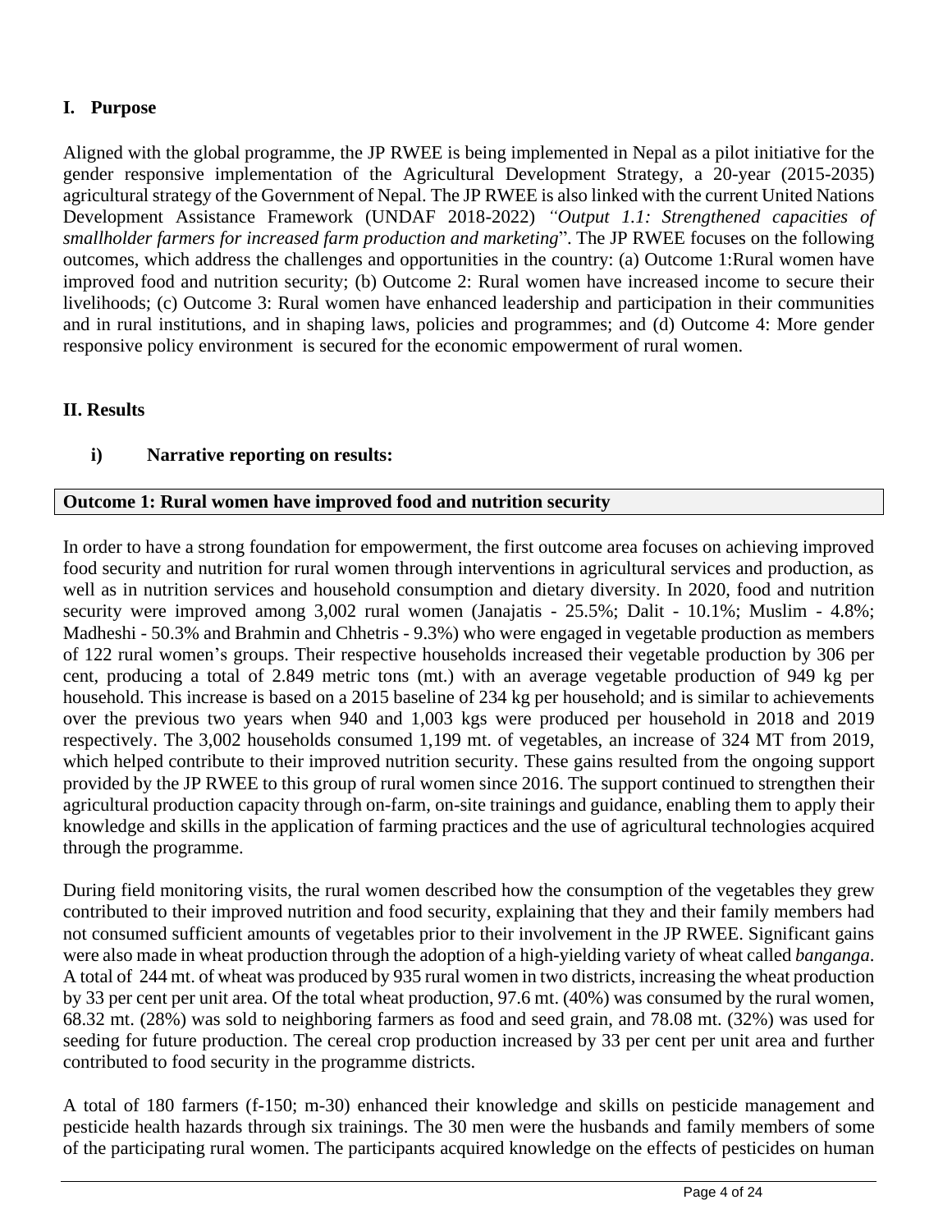## I. Purpose

Aligned with the global programme, the JP RWEE is being implemented in Nepal as a pilot initiative for the gender responsive implementation of the Agricultural Development Strategy, a 20-year (2015-2035) agricultural strategy of the Government of Nepal. The JP RWEE is also linked with the current United Nations Development Assistance Framework (UNDAF 2018-2022) *"Output 1.1: Strengthened capacities of smallholder farmers for increased farm production and marketing*". The JP RWEE focuses on the following outcomes, which address the challenges and opportunities in the country: (a) Outcome 1:Rural women have improved food and nutrition security; (b) Outcome 2: Rural women have increased income to secure their livelihoods; (c) Outcome 3: Rural women have enhanced leadership and participation in their communities and in rural institutions, and in shaping laws, policies and programmes; and (d) Outcome 4: More gender responsive policy environment is secured for the economic empowerment of rural women.

## II. Results

### i) Narrative reporting on results:

**Outcome 1: Rural women have improved food and nutrition security**

In order to have a strong foundation for empowerment, the first outcome area focuses on achieving improved food security and nutrition for rural women through interventions in agricultural services and production, as well as in nutrition services and household consumption and dietary diversity. In 2020, food and nutrition security were improved among 3,002 rural women (Janajatis - 25.5%; Dalit - 10.1%; Muslim - 4.8%; Madheshi - 50.3% and Brahmin and Chhetris - 9.3%) who were engaged in vegetable production as members of 122 rural women's groups. Their respective households increased their vegetable production by 306 per cent, producing a total of 2.849 metric tons (mt.) with an average vegetable production of 949 kg per household. This increase is based on a 2015 baseline of 234 kg per household; and is similar to achievements over the previous two years when 940 and 1,003 kgs were produced per household in 2018 and 2019 respectively. The 3,002 households consumed 1,199 mt. of vegetables, an increase of 324 MT from 2019, which helped contribute to their improved nutrition security. These gains resulted from the ongoing support provided by the JP RWEE to this group of rural women since 2016. The support continued to strengthen their agricultural production capacity through on-farm, on-site trainings and guidance, enabling them to apply their knowledge and skills in the application of farming practices and the use of agricultural technologies acquired through the programme.

During field monitoring visits, the rural women described how the consumption of the vegetables they grew contributed to their improved nutrition and food security, explaining that they and their family members had not consumed sufficient amounts of vegetables prior to their involvement in the JP RWEE. Significant gains were also made in wheat production through the adoption of a high-yielding variety of wheat called *banganga*. A total of 244 mt. of wheat was produced by 935 rural women in two districts, increasing the wheat production by 33 per cent per unit area. Of the total wheat production, 97.6 mt. (40%) was consumed by the rural women, 68.32 mt. (28%) was sold to neighboring farmers as food and seed grain, and 78.08 mt. (32%) was used for seeding for future production. The cereal crop production increased by 33 per cent per unit area and further contributed to food security in the programme districts.

A total of 180 farmers (f-150; m-30) enhanced their knowledge and skills on pesticide management and pesticide health hazards through six trainings. The 30 men were the husbands and family members of some of the participating rural women. The participants acquired knowledge on the effects of pesticides on human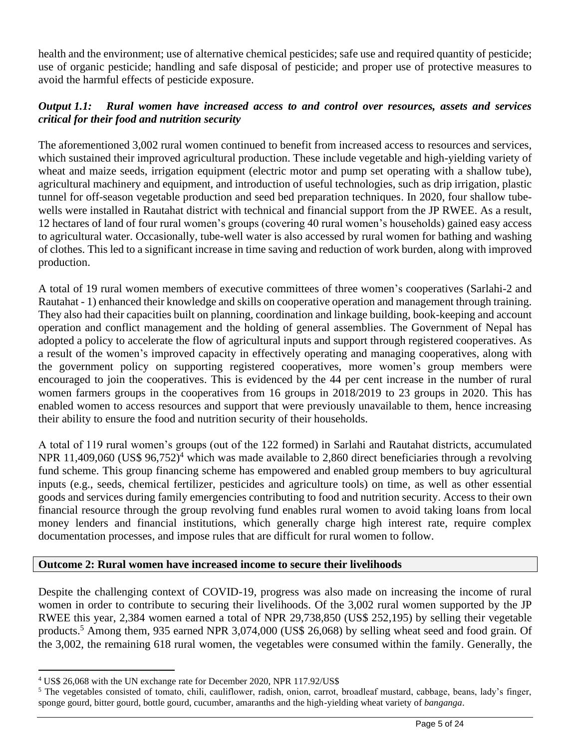health and the environment; use of alternative chemical pesticides; safe use and required quantity of pesticide; use of organic pesticide; handling and safe disposal of pesticide; and proper use of protective measures to avoid the harmful effects of pesticide exposure.

***Output 1.1: Rural women have increased access to and control over resources, assets and services critical for their food and nutrition security***

The aforementioned 3,002 rural women continued to benefit from increased access to resources and services, which sustained their improved agricultural production. These include vegetable and high-yielding variety of wheat and maize seeds, irrigation equipment (electric motor and pump set operating with a shallow tube), agricultural machinery and equipment, and introduction of useful technologies, such as drip irrigation, plastic tunnel for off-season vegetable production and seed bed preparation techniques. In 2020, four shallow tube-wells were installed in Rautahat district with technical and financial support from the JP RWEE. As a result, 12 hectares of land of four rural women's groups (covering 40 rural women's households) gained easy access to agricultural water. Occasionally, tube-well water is also accessed by rural women for bathing and washing of clothes. This led to a significant increase in time saving and reduction of work burden, along with improved production.

A total of 19 rural women members of executive committees of three women's cooperatives (Sarlahi-2 and Rautahat - 1) enhanced their knowledge and skills on cooperative operation and management through training. They also had their capacities built on planning, coordination and linkage building, book-keeping and account operation and conflict management and the holding of general assemblies. The Government of Nepal has adopted a policy to accelerate the flow of agricultural inputs and support through registered cooperatives. As a result of the women's improved capacity in effectively operating and managing cooperatives, along with the government policy on supporting registered cooperatives, more women's group members were encouraged to join the cooperatives. This is evidenced by the 44 per cent increase in the number of rural women farmers groups in the cooperatives from 16 groups in 2018/2019 to 23 groups in 2020. This has enabled women to access resources and support that were previously unavailable to them, hence increasing their ability to ensure the food and nutrition security of their households.

A total of 119 rural women's groups (out of the 122 formed) in Sarlahi and Rautahat districts, accumulated NPR 11,409,060 (US$ 96,752)[4] which was made available to 2,860 direct beneficiaries through a revolving fund scheme. This group financing scheme has empowered and enabled group members to buy agricultural inputs (e.g., seeds, chemical fertilizer, pesticides and agriculture tools) on time, as well as other essential goods and services during family emergencies contributing to food and nutrition security. Access to their own financial resource through the group revolving fund enables rural women to avoid taking loans from local money lenders and financial institutions, which generally charge high interest rate, require complex documentation processes, and impose rules that are difficult for rural women to follow.

**Outcome 2: Rural women have increased income to secure their livelihoods**

Despite the challenging context of COVID-19, progress was also made on increasing the income of rural women in order to contribute to securing their livelihoods. Of the 3,002 rural women supported by the JP RWEE this year, 2,384 women earned a total of NPR 29,738,850 (US$ 252,195) by selling their vegetable products.[5] Among them, 935 earned NPR 3,074,000 (US$ 26,068) by selling wheat seed and food grain. Of the 3,002, the remaining 618 rural women, the vegetables were consumed within the family. Generally, the

[4] US$ 26,068 with the UN exchange rate for December 2020, NPR 117.92/US$

[5] The vegetables consisted of tomato, chili, cauliflower, radish, onion, carrot, broadleaf mustard, cabbage, beans, lady's finger, sponge gourd, bitter gourd, bottle gourd, cucumber, amaranths and the high-yielding wheat variety of *banganga*.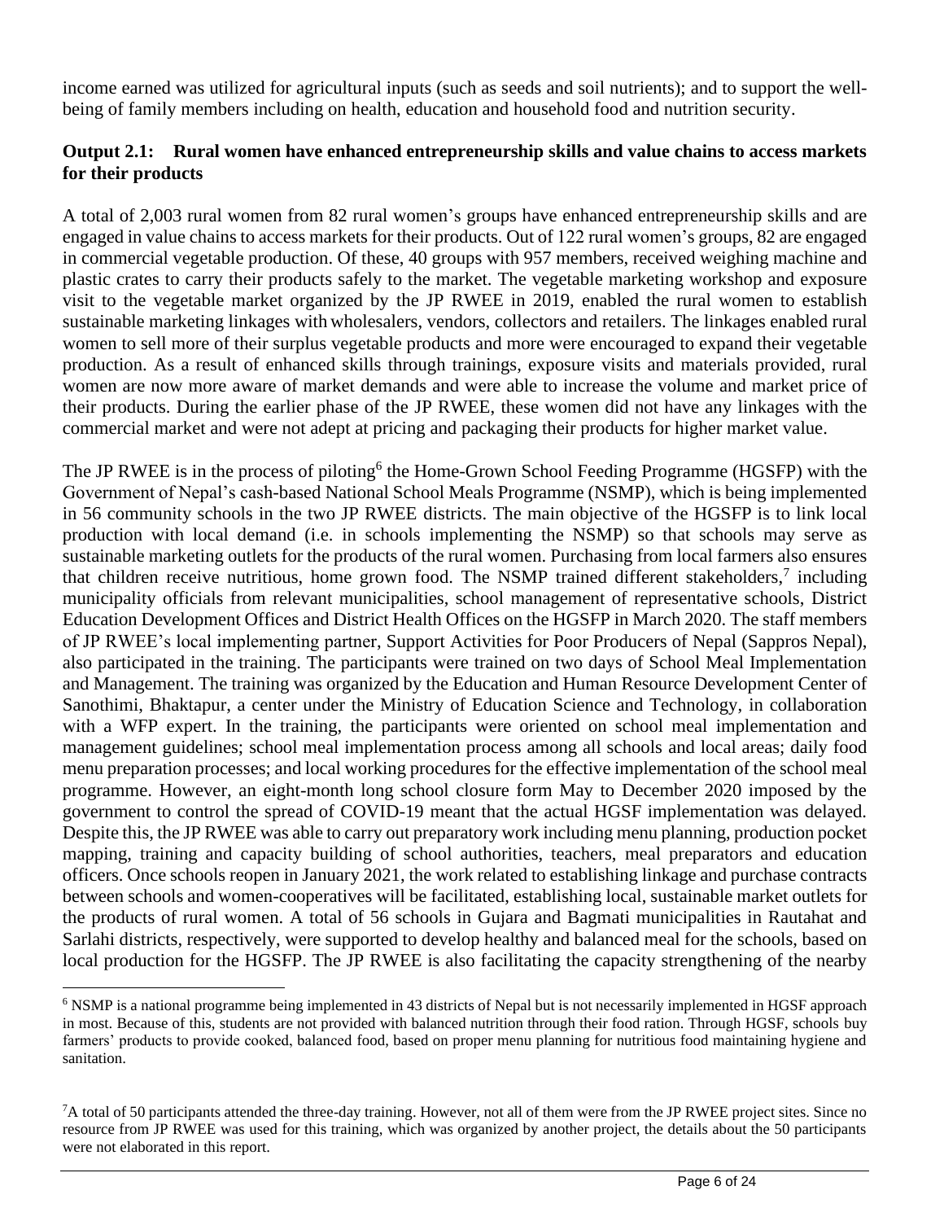income earned was utilized for agricultural inputs (such as seeds and soil nutrients); and to support the well-being of family members including on health, education and household food and nutrition security.

**Output 2.1: Rural women have enhanced entrepreneurship skills and value chains to access markets for their products**

A total of 2,003 rural women from 82 rural women's groups have enhanced entrepreneurship skills and are engaged in value chains to access markets for their products. Out of 122 rural women's groups, 82 are engaged in commercial vegetable production. Of these, 40 groups with 957 members, received weighing machine and plastic crates to carry their products safely to the market. The vegetable marketing workshop and exposure visit to the vegetable market organized by the JP RWEE in 2019, enabled the rural women to establish sustainable marketing linkages with wholesalers, vendors, collectors and retailers. The linkages enabled rural women to sell more of their surplus vegetable products and more were encouraged to expand their vegetable production. As a result of enhanced skills through trainings, exposure visits and materials provided, rural women are now more aware of market demands and were able to increase the volume and market price of their products. During the earlier phase of the JP RWEE, these women did not have any linkages with the commercial market and were not adept at pricing and packaging their products for higher market value.

The JP RWEE is in the process of piloting[6] the Home-Grown School Feeding Programme (HGSFP) with the Government of Nepal's cash-based National School Meals Programme (NSMP), which is being implemented in 56 community schools in the two JP RWEE districts. The main objective of the HGSFP is to link local production with local demand (i.e. in schools implementing the NSMP) so that schools may serve as sustainable marketing outlets for the products of the rural women. Purchasing from local farmers also ensures that children receive nutritious, home grown food. The NSMP trained different stakeholders,[7] including municipality officials from relevant municipalities, school management of representative schools, District Education Development Offices and District Health Offices on the HGSFP in March 2020. The staff members of JP RWEE's local implementing partner, Support Activities for Poor Producers of Nepal (Sappros Nepal), also participated in the training. The participants were trained on two days of School Meal Implementation and Management. The training was organized by the Education and Human Resource Development Center of Sanothimi, Bhaktapur, a center under the Ministry of Education Science and Technology, in collaboration with a WFP expert. In the training, the participants were oriented on school meal implementation and management guidelines; school meal implementation process among all schools and local areas; daily food menu preparation processes; and local working procedures for the effective implementation of the school meal programme. However, an eight-month long school closure form May to December 2020 imposed by the government to control the spread of COVID-19 meant that the actual HGSF implementation was delayed. Despite this, the JP RWEE was able to carry out preparatory work including menu planning, production pocket mapping, training and capacity building of school authorities, teachers, meal preparators and education officers. Once schools reopen in January 2021, the work related to establishing linkage and purchase contracts between schools and women-cooperatives will be facilitated, establishing local, sustainable market outlets for the products of rural women. A total of 56 schools in Gujara and Bagmati municipalities in Rautahat and Sarlahi districts, respectively, were supported to develop healthy and balanced meal for the schools, based on local production for the HGSFP. The JP RWEE is also facilitating the capacity strengthening of the nearby

[6] NSMP is a national programme being implemented in 43 districts of Nepal but is not necessarily implemented in HGSF approach in most. Because of this, students are not provided with balanced nutrition through their food ration. Through HGSF, schools buy farmers' products to provide cooked, balanced food, based on proper menu planning for nutritious food maintaining hygiene and sanitation.

[7] A total of 50 participants attended the three-day training. However, not all of them were from the JP RWEE project sites. Since no resource from JP RWEE was used for this training, which was organized by another project, the details about the 50 participants were not elaborated in this report.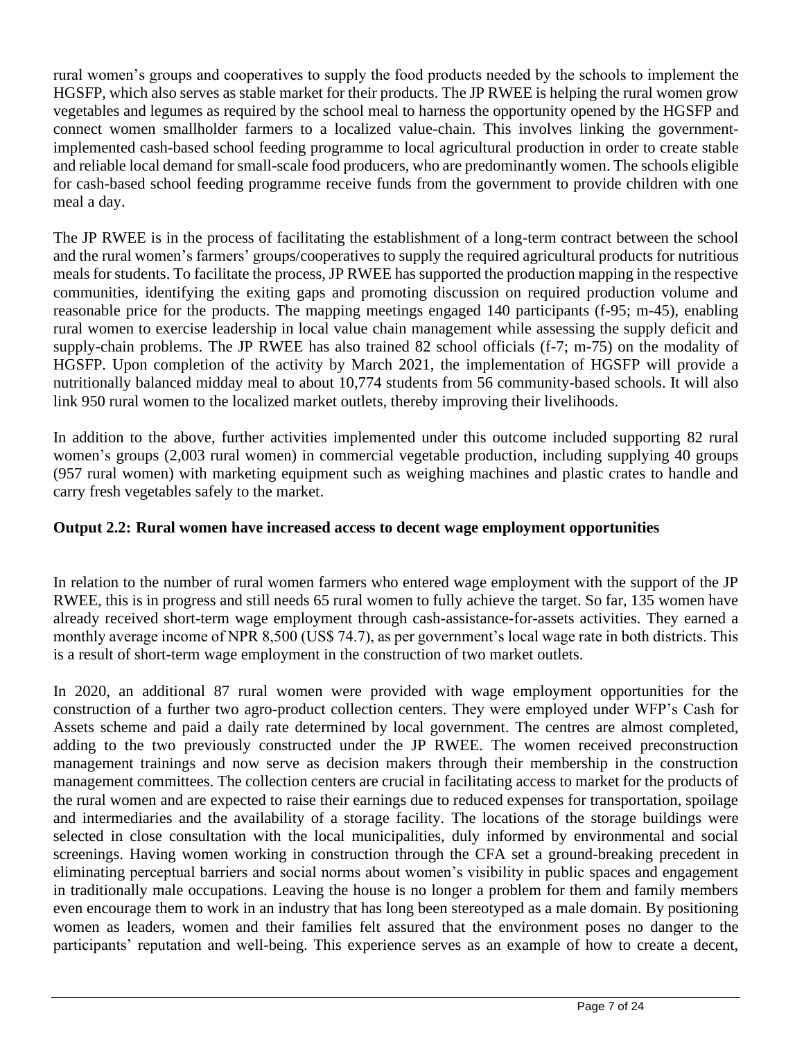rural women's groups and cooperatives to supply the food products needed by the schools to implement the HGSFP, which also serves as stable market for their products. The JP RWEE is helping the rural women grow vegetables and legumes as required by the school meal to harness the opportunity opened by the HGSFP and connect women smallholder farmers to a localized value-chain. This involves linking the government-implemented cash-based school feeding programme to local agricultural production in order to create stable and reliable local demand for small-scale food producers, who are predominantly women. The schools eligible for cash-based school feeding programme receive funds from the government to provide children with one meal a day.

The JP RWEE is in the process of facilitating the establishment of a long-term contract between the school and the rural women's farmers' groups/cooperatives to supply the required agricultural products for nutritious meals for students. To facilitate the process, JP RWEE has supported the production mapping in the respective communities, identifying the exiting gaps and promoting discussion on required production volume and reasonable price for the products. The mapping meetings engaged 140 participants (f-95; m-45), enabling rural women to exercise leadership in local value chain management while assessing the supply deficit and supply-chain problems. The JP RWEE has also trained 82 school officials (f-7; m-75) on the modality of HGSFP. Upon completion of the activity by March 2021, the implementation of HGSFP will provide a nutritionally balanced midday meal to about 10,774 students from 56 community-based schools. It will also link 950 rural women to the localized market outlets, thereby improving their livelihoods.

In addition to the above, further activities implemented under this outcome included supporting 82 rural women's groups (2,003 rural women) in commercial vegetable production, including supplying 40 groups (957 rural women) with marketing equipment such as weighing machines and plastic crates to handle and carry fresh vegetables safely to the market.

**Output 2.2: Rural women have increased access to decent wage employment opportunities**

In relation to the number of rural women farmers who entered wage employment with the support of the JP RWEE, this is in progress and still needs 65 rural women to fully achieve the target. So far, 135 women have already received short-term wage employment through cash-assistance-for-assets activities. They earned a monthly average income of NPR 8,500 (US$ 74.7), as per government's local wage rate in both districts. This is a result of short-term wage employment in the construction of two market outlets.

In 2020, an additional 87 rural women were provided with wage employment opportunities for the construction of a further two agro-product collection centers. They were employed under WFP's Cash for Assets scheme and paid a daily rate determined by local government. The centres are almost completed, adding to the two previously constructed under the JP RWEE. The women received preconstruction management trainings and now serve as decision makers through their membership in the construction management committees. The collection centers are crucial in facilitating access to market for the products of the rural women and are expected to raise their earnings due to reduced expenses for transportation, spoilage and intermediaries and the availability of a storage facility. The locations of the storage buildings were selected in close consultation with the local municipalities, duly informed by environmental and social screenings. Having women working in construction through the CFA set a ground-breaking precedent in eliminating perceptual barriers and social norms about women's visibility in public spaces and engagement in traditionally male occupations. Leaving the house is no longer a problem for them and family members even encourage them to work in an industry that has long been stereotyped as a male domain. By positioning women as leaders, women and their families felt assured that the environment poses no danger to the participants' reputation and well-being. This experience serves as an example of how to create a decent,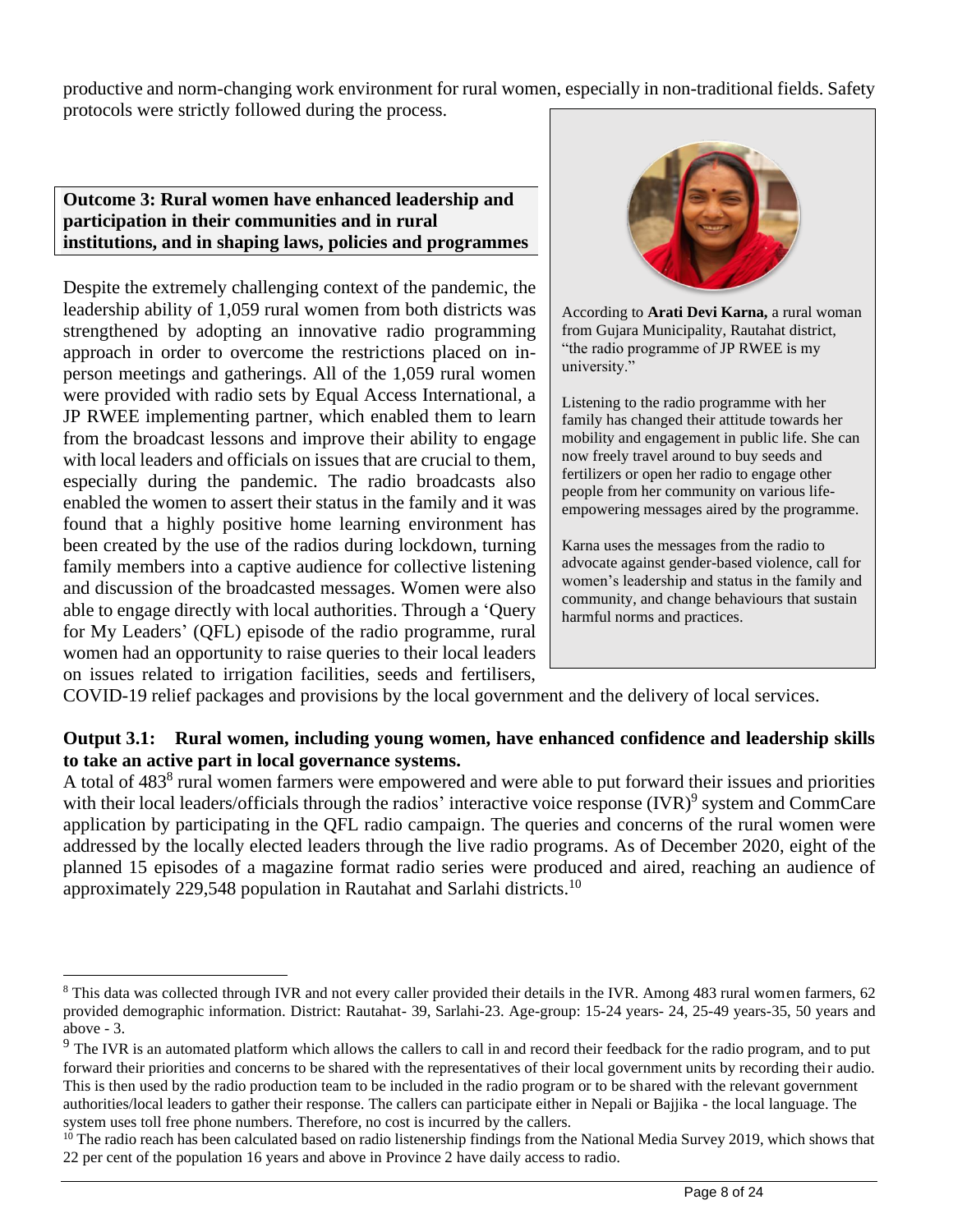productive and norm-changing work environment for rural women, especially in non-traditional fields. Safety protocols were strictly followed during the process.

**Outcome 3: Rural women have enhanced leadership and participation in their communities and in rural institutions, and in shaping laws, policies and programmes**

Despite the extremely challenging context of the pandemic, the leadership ability of 1,059 rural women from both districts was strengthened by adopting an innovative radio programming approach in order to overcome the restrictions placed on in-person meetings and gatherings. All of the 1,059 rural women were provided with radio sets by Equal Access International, a JP RWEE implementing partner, which enabled them to learn from the broadcast lessons and improve their ability to engage with local leaders and officials on issues that are crucial to them, especially during the pandemic. The radio broadcasts also enabled the women to assert their status in the family and it was found that a highly positive home learning environment has been created by the use of the radios during lockdown, turning family members into a captive audience for collective listening and discussion of the broadcasted messages. Women were also able to engage directly with local authorities. Through a 'Query for My Leaders' (QFL) episode of the radio programme, rural women had an opportunity to raise queries to their local leaders on issues related to irrigation facilities, seeds and fertilisers, COVID-19 relief packages and provisions by the local government and the delivery of local services.

According to **Arati Devi Karna,** a rural woman from Gujara Municipality, Rautahat district, "the radio programme of JP RWEE is my university."

Listening to the radio programme with her family has changed their attitude towards her mobility and engagement in public life. She can now freely travel around to buy seeds and fertilizers or open her radio to engage other people from her community on various life-empowering messages aired by the programme.

Karna uses the messages from the radio to advocate against gender-based violence, call for women's leadership and status in the family and community, and change behaviours that sustain harmful norms and practices.

**Output 3.1: Rural women, including young women, have enhanced confidence and leadership skills to take an active part in local governance systems.**

A total of 483[8] rural women farmers were empowered and were able to put forward their issues and priorities with their local leaders/officials through the radios' interactive voice response (IVR)[9] system and CommCare application by participating in the QFL radio campaign. The queries and concerns of the rural women were addressed by the locally elected leaders through the live radio programs. As of December 2020, eight of the planned 15 episodes of a magazine format radio series were produced and aired, reaching an audience of approximately 229,548 population in Rautahat and Sarlahi districts.[10]

---

[8] This data was collected through IVR and not every caller provided their details in the IVR. Among 483 rural women farmers, 62 provided demographic information. District: Rautahat- 39, Sarlahi-23. Age-group: 15-24 years- 24, 25-49 years-35, 50 years and above - 3.

[9] The IVR is an automated platform which allows the callers to call in and record their feedback for the radio program, and to put forward their priorities and concerns to be shared with the representatives of their local government units by recording their audio. This is then used by the radio production team to be included in the radio program or to be shared with the relevant government authorities/local leaders to gather their response. The callers can participate either in Nepali or Bajjika - the local language. The system uses toll free phone numbers. Therefore, no cost is incurred by the callers.

[10] The radio reach has been calculated based on radio listenership findings from the National Media Survey 2019, which shows that 22 per cent of the population 16 years and above in Province 2 have daily access to radio.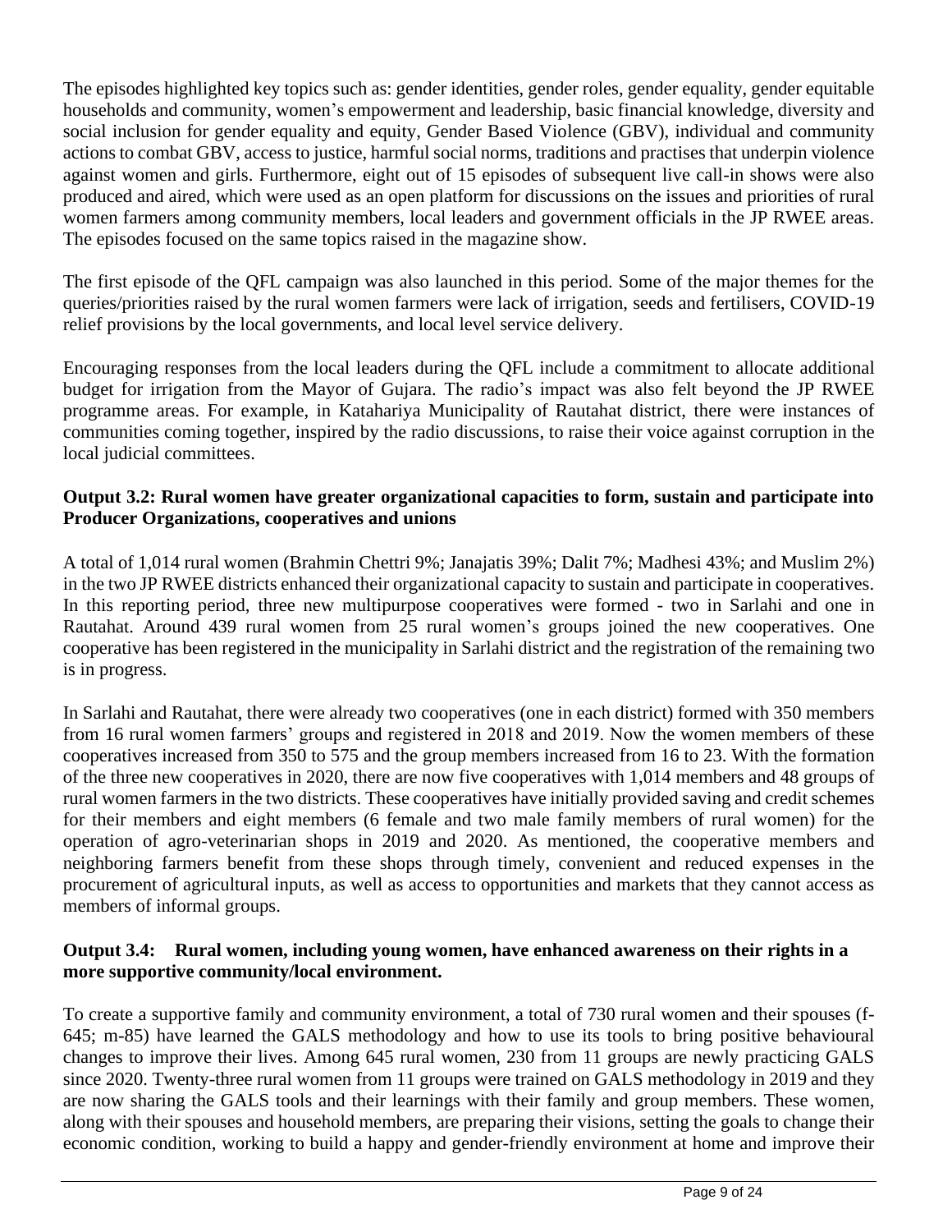The episodes highlighted key topics such as: gender identities, gender roles, gender equality, gender equitable households and community, women's empowerment and leadership, basic financial knowledge, diversity and social inclusion for gender equality and equity, Gender Based Violence (GBV), individual and community actions to combat GBV, access to justice, harmful social norms, traditions and practises that underpin violence against women and girls. Furthermore, eight out of 15 episodes of subsequent live call-in shows were also produced and aired, which were used as an open platform for discussions on the issues and priorities of rural women farmers among community members, local leaders and government officials in the JP RWEE areas. The episodes focused on the same topics raised in the magazine show.

The first episode of the QFL campaign was also launched in this period. Some of the major themes for the queries/priorities raised by the rural women farmers were lack of irrigation, seeds and fertilisers, COVID-19 relief provisions by the local governments, and local level service delivery.

Encouraging responses from the local leaders during the QFL include a commitment to allocate additional budget for irrigation from the Mayor of Gujara. The radio's impact was also felt beyond the JP RWEE programme areas. For example, in Katahariya Municipality of Rautahat district, there were instances of communities coming together, inspired by the radio discussions, to raise their voice against corruption in the local judicial committees.

**Output 3.2: Rural women have greater organizational capacities to form, sustain and participate into Producer Organizations, cooperatives and unions**

A total of 1,014 rural women (Brahmin Chettri 9%; Janajatis 39%; Dalit 7%; Madhesi 43%; and Muslim 2%) in the two JP RWEE districts enhanced their organizational capacity to sustain and participate in cooperatives. In this reporting period, three new multipurpose cooperatives were formed - two in Sarlahi and one in Rautahat. Around 439 rural women from 25 rural women's groups joined the new cooperatives. One cooperative has been registered in the municipality in Sarlahi district and the registration of the remaining two is in progress.

In Sarlahi and Rautahat, there were already two cooperatives (one in each district) formed with 350 members from 16 rural women farmers' groups and registered in 2018 and 2019. Now the women members of these cooperatives increased from 350 to 575 and the group members increased from 16 to 23. With the formation of the three new cooperatives in 2020, there are now five cooperatives with 1,014 members and 48 groups of rural women farmers in the two districts. These cooperatives have initially provided saving and credit schemes for their members and eight members (6 female and two male family members of rural women) for the operation of agro-veterinarian shops in 2019 and 2020. As mentioned, the cooperative members and neighboring farmers benefit from these shops through timely, convenient and reduced expenses in the procurement of agricultural inputs, as well as access to opportunities and markets that they cannot access as members of informal groups.

**Output 3.4: Rural women, including young women, have enhanced awareness on their rights in a more supportive community/local environment.**

To create a supportive family and community environment, a total of 730 rural women and their spouses (f-645; m-85) have learned the GALS methodology and how to use its tools to bring positive behavioural changes to improve their lives. Among 645 rural women, 230 from 11 groups are newly practicing GALS since 2020. Twenty-three rural women from 11 groups were trained on GALS methodology in 2019 and they are now sharing the GALS tools and their learnings with their family and group members. These women, along with their spouses and household members, are preparing their visions, setting the goals to change their economic condition, working to build a happy and gender-friendly environment at home and improve their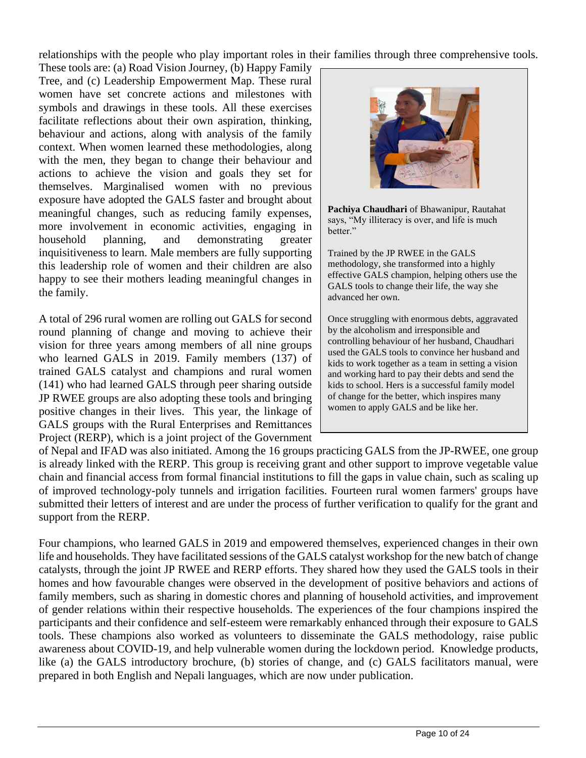relationships with the people who play important roles in their families through three comprehensive tools. These tools are: (a) Road Vision Journey, (b) Happy Family Tree, and (c) Leadership Empowerment Map. These rural women have set concrete actions and milestones with symbols and drawings in these tools. All these exercises facilitate reflections about their own aspiration, thinking, behaviour and actions, along with analysis of the family context. When women learned these methodologies, along with the men, they began to change their behaviour and actions to achieve the vision and goals they set for themselves. Marginalised women with no previous exposure have adopted the GALS faster and brought about meaningful changes, such as reducing family expenses, more involvement in economic activities, engaging in household planning, and demonstrating greater inquisitiveness to learn. Male members are fully supporting this leadership role of women and their children are also happy to see their mothers leading meaningful changes in the family.

**Pachiya Chaudhari** of Bhawanipur, Rautahat says, "My illiteracy is over, and life is much better."

Trained by the JP RWEE in the GALS methodology, she transformed into a highly effective GALS champion, helping others use the GALS tools to change their life, the way she advanced her own.

Once struggling with enormous debts, aggravated by the alcoholism and irresponsible and controlling behaviour of her husband, Chaudhari used the GALS tools to convince her husband and kids to work together as a team in setting a vision and working hard to pay their debts and send the kids to school. Hers is a successful family model of change for the better, which inspires many women to apply GALS and be like her.

A total of 296 rural women are rolling out GALS for second round planning of change and moving to achieve their vision for three years among members of all nine groups who learned GALS in 2019. Family members (137) of trained GALS catalyst and champions and rural women (141) who had learned GALS through peer sharing outside JP RWEE groups are also adopting these tools and bringing positive changes in their lives. This year, the linkage of GALS groups with the Rural Enterprises and Remittances Project (RERP), which is a joint project of the Government of Nepal and IFAD was also initiated. Among the 16 groups practicing GALS from the JP-RWEE, one group is already linked with the RERP. This group is receiving grant and other support to improve vegetable value chain and financial access from formal financial institutions to fill the gaps in value chain, such as scaling up of improved technology-poly tunnels and irrigation facilities. Fourteen rural women farmers' groups have submitted their letters of interest and are under the process of further verification to qualify for the grant and support from the RERP.

Four champions, who learned GALS in 2019 and empowered themselves, experienced changes in their own life and households. They have facilitated sessions of the GALS catalyst workshop for the new batch of change catalysts, through the joint JP RWEE and RERP efforts. They shared how they used the GALS tools in their homes and how favourable changes were observed in the development of positive behaviors and actions of family members, such as sharing in domestic chores and planning of household activities, and improvement of gender relations within their respective households. The experiences of the four champions inspired the participants and their confidence and self-esteem were remarkably enhanced through their exposure to GALS tools. These champions also worked as volunteers to disseminate the GALS methodology, raise public awareness about COVID-19, and help vulnerable women during the lockdown period. Knowledge products, like (a) the GALS introductory brochure, (b) stories of change, and (c) GALS facilitators manual, were prepared in both English and Nepali languages, which are now under publication.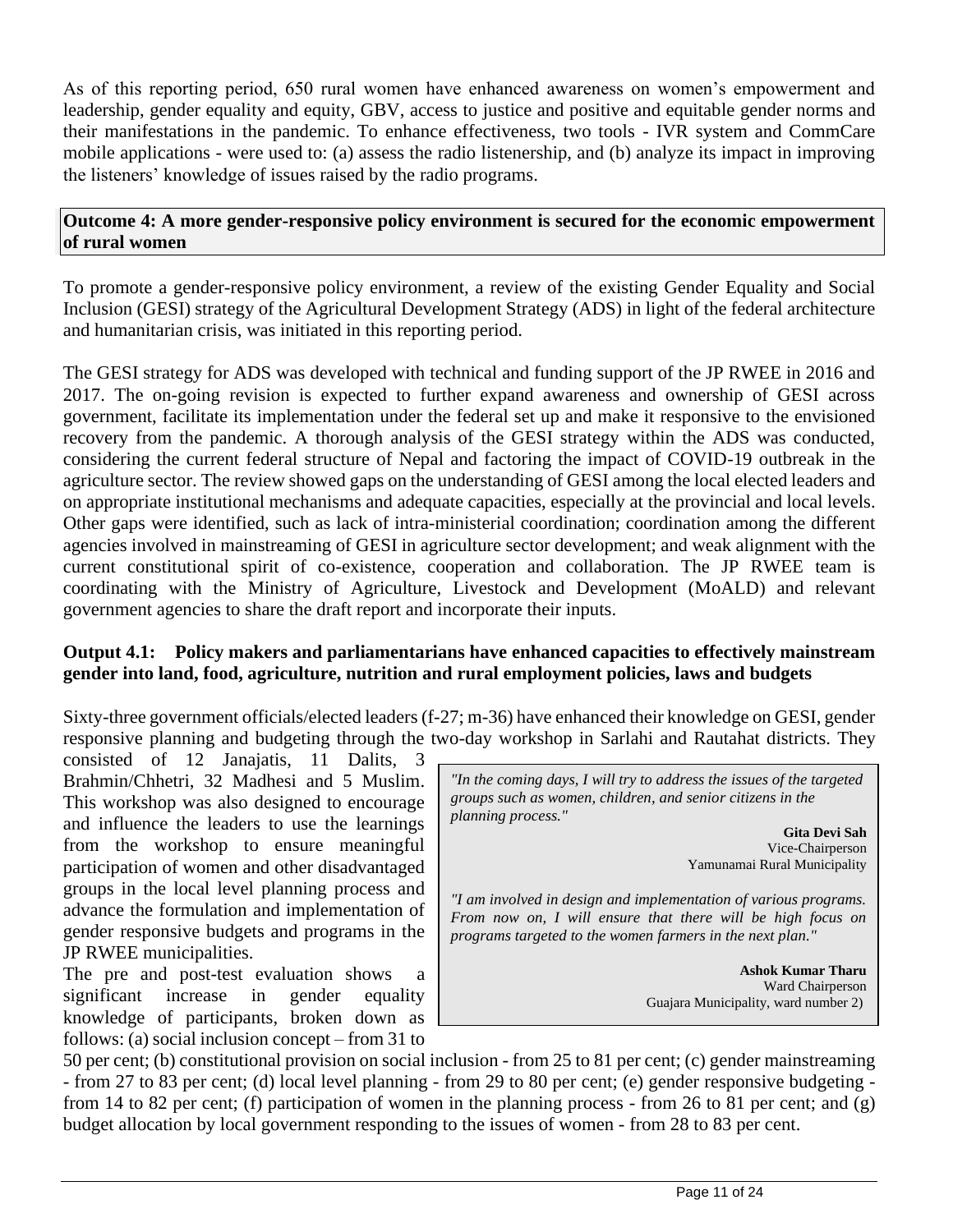As of this reporting period, 650 rural women have enhanced awareness on women's empowerment and leadership, gender equality and equity, GBV, access to justice and positive and equitable gender norms and their manifestations in the pandemic. To enhance effectiveness, two tools - IVR system and CommCare mobile applications - were used to: (a) assess the radio listenership, and (b) analyze its impact in improving the listeners' knowledge of issues raised by the radio programs.

**Outcome 4: A more gender-responsive policy environment is secured for the economic empowerment of rural women**

To promote a gender-responsive policy environment, a review of the existing Gender Equality and Social Inclusion (GESI) strategy of the Agricultural Development Strategy (ADS) in light of the federal architecture and humanitarian crisis, was initiated in this reporting period.

The GESI strategy for ADS was developed with technical and funding support of the JP RWEE in 2016 and 2017. The on-going revision is expected to further expand awareness and ownership of GESI across government, facilitate its implementation under the federal set up and make it responsive to the envisioned recovery from the pandemic. A thorough analysis of the GESI strategy within the ADS was conducted, considering the current federal structure of Nepal and factoring the impact of COVID-19 outbreak in the agriculture sector. The review showed gaps on the understanding of GESI among the local elected leaders and on appropriate institutional mechanisms and adequate capacities, especially at the provincial and local levels. Other gaps were identified, such as lack of intra-ministerial coordination; coordination among the different agencies involved in mainstreaming of GESI in agriculture sector development; and weak alignment with the current constitutional spirit of co-existence, cooperation and collaboration. The JP RWEE team is coordinating with the Ministry of Agriculture, Livestock and Development (MoALD) and relevant government agencies to share the draft report and incorporate their inputs.

**Output 4.1: Policy makers and parliamentarians have enhanced capacities to effectively mainstream gender into land, food, agriculture, nutrition and rural employment policies, laws and budgets**

Sixty-three government officials/elected leaders (f-27; m-36) have enhanced their knowledge on GESI, gender responsive planning and budgeting through the two-day workshop in Sarlahi and Rautahat districts. They consisted of 12 Janajatis, 11 Dalits, 3 Brahmin/Chhetri, 32 Madhesi and 5 Muslim. This workshop was also designed to encourage and influence the leaders to use the learnings from the workshop to ensure meaningful participation of women and other disadvantaged groups in the local level planning process and advance the formulation and implementation of gender responsive budgets and programs in the JP RWEE municipalities.

The pre and post-test evaluation shows a significant increase in gender equality knowledge of participants, broken down as follows: (a) social inclusion concept – from 31 to 50 per cent; (b) constitutional provision on social inclusion - from 25 to 81 per cent; (c) gender mainstreaming - from 27 to 83 per cent; (d) local level planning - from 29 to 80 per cent; (e) gender responsive budgeting - from 14 to 82 per cent; (f) participation of women in the planning process - from 26 to 81 per cent; and (g) budget allocation by local government responding to the issues of women - from 28 to 83 per cent.

> *"In the coming days, I will try to address the issues of the targeted groups such as women, children, and senior citizens in the planning process."*
>
> **Gita Devi Sah**
> Vice-Chairperson
> Yamunamai Rural Municipality
>
> *"I am involved in design and implementation of various programs. From now on, I will ensure that there will be high focus on programs targeted to the women farmers in the next plan."*
>
> **Ashok Kumar Tharu**
> Ward Chairperson
> Guajara Municipality, ward number 2)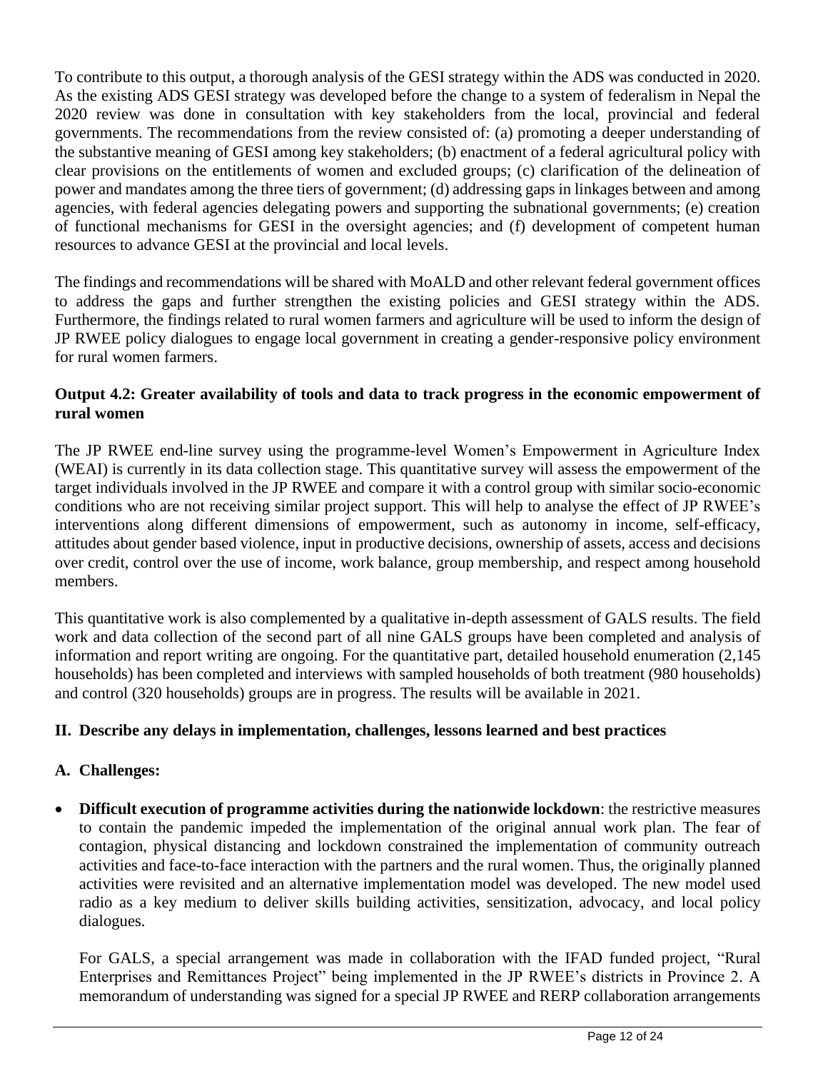To contribute to this output, a thorough analysis of the GESI strategy within the ADS was conducted in 2020. As the existing ADS GESI strategy was developed before the change to a system of federalism in Nepal the 2020 review was done in consultation with key stakeholders from the local, provincial and federal governments. The recommendations from the review consisted of: (a) promoting a deeper understanding of the substantive meaning of GESI among key stakeholders; (b) enactment of a federal agricultural policy with clear provisions on the entitlements of women and excluded groups; (c) clarification of the delineation of power and mandates among the three tiers of government; (d) addressing gaps in linkages between and among agencies, with federal agencies delegating powers and supporting the subnational governments; (e) creation of functional mechanisms for GESI in the oversight agencies; and (f) development of competent human resources to advance GESI at the provincial and local levels.

The findings and recommendations will be shared with MoALD and other relevant federal government offices to address the gaps and further strengthen the existing policies and GESI strategy within the ADS. Furthermore, the findings related to rural women farmers and agriculture will be used to inform the design of JP RWEE policy dialogues to engage local government in creating a gender-responsive policy environment for rural women farmers.

**Output 4.2: Greater availability of tools and data to track progress in the economic empowerment of rural women**

The JP RWEE end-line survey using the programme-level Women's Empowerment in Agriculture Index (WEAI) is currently in its data collection stage. This quantitative survey will assess the empowerment of the target individuals involved in the JP RWEE and compare it with a control group with similar socio-economic conditions who are not receiving similar project support. This will help to analyse the effect of JP RWEE's interventions along different dimensions of empowerment, such as autonomy in income, self-efficacy, attitudes about gender based violence, input in productive decisions, ownership of assets, access and decisions over credit, control over the use of income, work balance, group membership, and respect among household members.

This quantitative work is also complemented by a qualitative in-depth assessment of GALS results. The field work and data collection of the second part of all nine GALS groups have been completed and analysis of information and report writing are ongoing. For the quantitative part, detailed household enumeration (2,145 households) has been completed and interviews with sampled households of both treatment (980 households) and control (320 households) groups are in progress. The results will be available in 2021.

## II. Describe any delays in implementation, challenges, lessons learned and best practices

### A. Challenges:

- **Difficult execution of programme activities during the nationwide lockdown**: the restrictive measures to contain the pandemic impeded the implementation of the original annual work plan. The fear of contagion, physical distancing and lockdown constrained the implementation of community outreach activities and face-to-face interaction with the partners and the rural women. Thus, the originally planned activities were revisited and an alternative implementation model was developed. The new model used radio as a key medium to deliver skills building activities, sensitization, advocacy, and local policy dialogues.

  For GALS, a special arrangement was made in collaboration with the IFAD funded project, "Rural Enterprises and Remittances Project" being implemented in the JP RWEE's districts in Province 2. A memorandum of understanding was signed for a special JP RWEE and RERP collaboration arrangements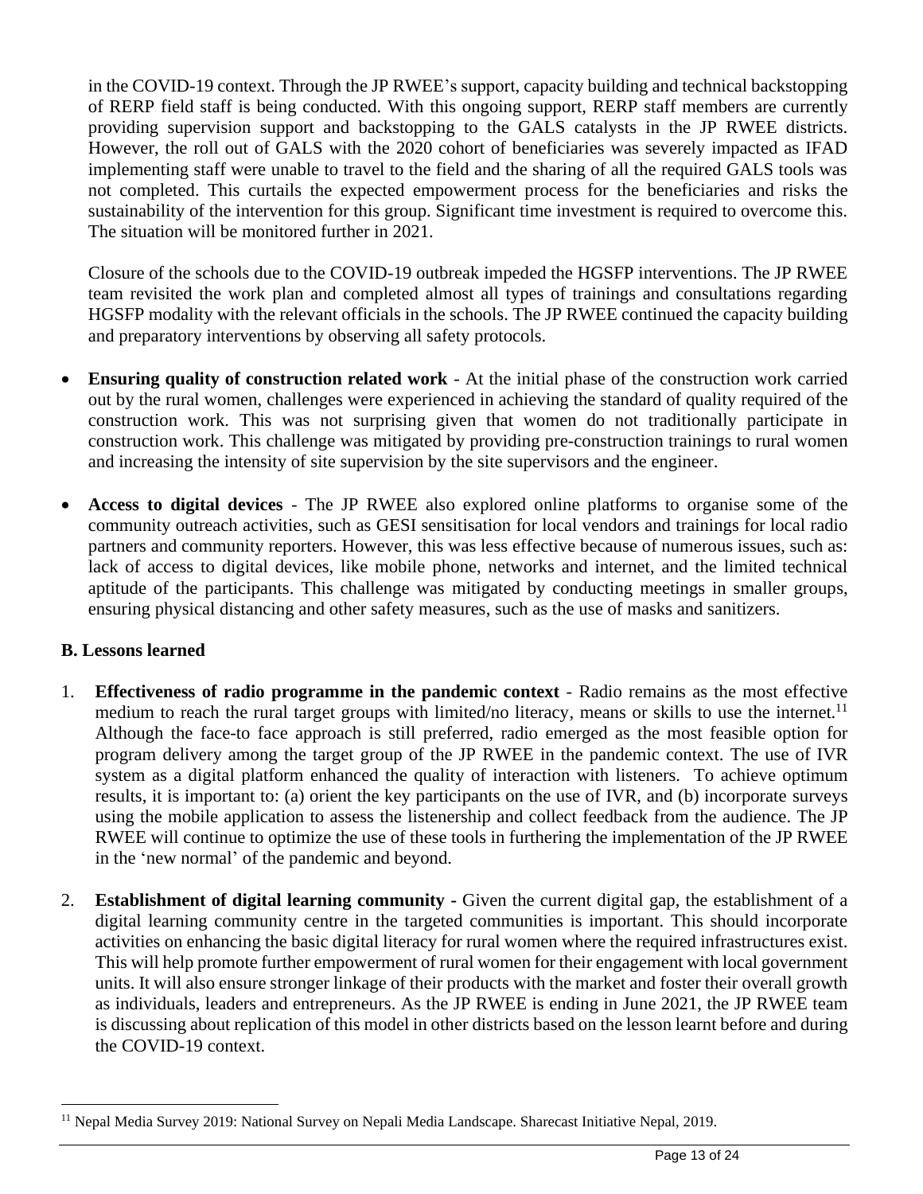in the COVID-19 context. Through the JP RWEE's support, capacity building and technical backstopping of RERP field staff is being conducted. With this ongoing support, RERP staff members are currently providing supervision support and backstopping to the GALS catalysts in the JP RWEE districts. However, the roll out of GALS with the 2020 cohort of beneficiaries was severely impacted as IFAD implementing staff were unable to travel to the field and the sharing of all the required GALS tools was not completed. This curtails the expected empowerment process for the beneficiaries and risks the sustainability of the intervention for this group. Significant time investment is required to overcome this. The situation will be monitored further in 2021.

Closure of the schools due to the COVID-19 outbreak impeded the HGSFP interventions. The JP RWEE team revisited the work plan and completed almost all types of trainings and consultations regarding HGSFP modality with the relevant officials in the schools. The JP RWEE continued the capacity building and preparatory interventions by observing all safety protocols.

- **Ensuring quality of construction related work** - At the initial phase of the construction work carried out by the rural women, challenges were experienced in achieving the standard of quality required of the construction work. This was not surprising given that women do not traditionally participate in construction work. This challenge was mitigated by providing pre-construction trainings to rural women and increasing the intensity of site supervision by the site supervisors and the engineer.

- **Access to digital devices** - The JP RWEE also explored online platforms to organise some of the community outreach activities, such as GESI sensitisation for local vendors and trainings for local radio partners and community reporters. However, this was less effective because of numerous issues, such as: lack of access to digital devices, like mobile phone, networks and internet, and the limited technical aptitude of the participants. This challenge was mitigated by conducting meetings in smaller groups, ensuring physical distancing and other safety measures, such as the use of masks and sanitizers.

**B. Lessons learned**

1. **Effectiveness of radio programme in the pandemic context** - Radio remains as the most effective medium to reach the rural target groups with limited/no literacy, means or skills to use the internet.[11] Although the face-to face approach is still preferred, radio emerged as the most feasible option for program delivery among the target group of the JP RWEE in the pandemic context. The use of IVR system as a digital platform enhanced the quality of interaction with listeners. To achieve optimum results, it is important to: (a) orient the key participants on the use of IVR, and (b) incorporate surveys using the mobile application to assess the listenership and collect feedback from the audience. The JP RWEE will continue to optimize the use of these tools in furthering the implementation of the JP RWEE in the 'new normal' of the pandemic and beyond.

2. **Establishment of digital learning community -** Given the current digital gap, the establishment of a digital learning community centre in the targeted communities is important. This should incorporate activities on enhancing the basic digital literacy for rural women where the required infrastructures exist. This will help promote further empowerment of rural women for their engagement with local government units. It will also ensure stronger linkage of their products with the market and foster their overall growth as individuals, leaders and entrepreneurs. As the JP RWEE is ending in June 2021, the JP RWEE team is discussing about replication of this model in other districts based on the lesson learnt before and during the COVID-19 context.

[11] Nepal Media Survey 2019: National Survey on Nepali Media Landscape. Sharecast Initiative Nepal, 2019.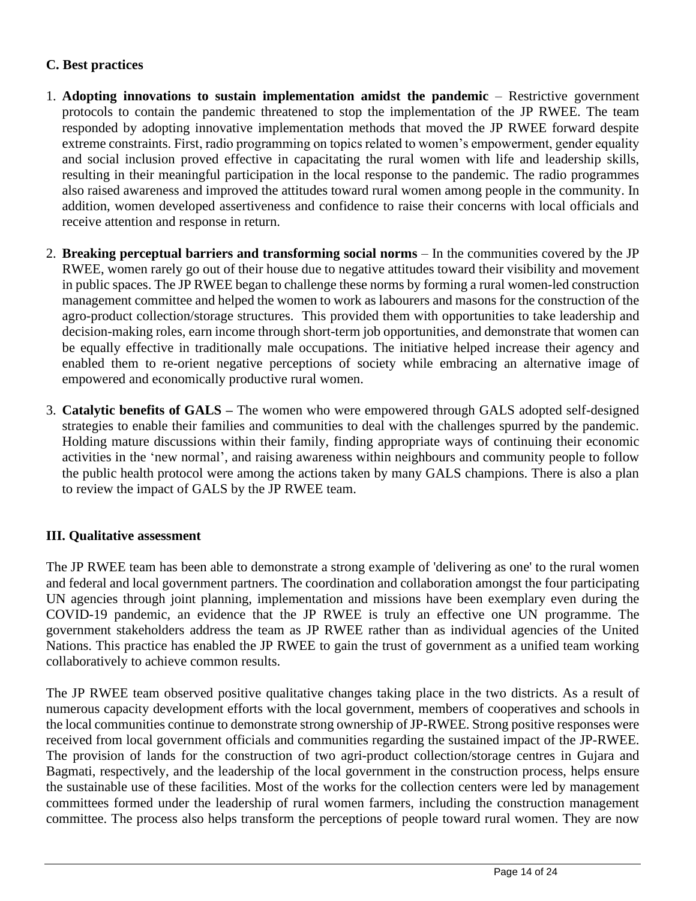### C. Best practices

1. **Adopting innovations to sustain implementation amidst the pandemic** – Restrictive government protocols to contain the pandemic threatened to stop the implementation of the JP RWEE. The team responded by adopting innovative implementation methods that moved the JP RWEE forward despite extreme constraints. First, radio programming on topics related to women's empowerment, gender equality and social inclusion proved effective in capacitating the rural women with life and leadership skills, resulting in their meaningful participation in the local response to the pandemic. The radio programmes also raised awareness and improved the attitudes toward rural women among people in the community. In addition, women developed assertiveness and confidence to raise their concerns with local officials and receive attention and response in return.

2. **Breaking perceptual barriers and transforming social norms** – In the communities covered by the JP RWEE, women rarely go out of their house due to negative attitudes toward their visibility and movement in public spaces. The JP RWEE began to challenge these norms by forming a rural women-led construction management committee and helped the women to work as labourers and masons for the construction of the agro-product collection/storage structures. This provided them with opportunities to take leadership and decision-making roles, earn income through short-term job opportunities, and demonstrate that women can be equally effective in traditionally male occupations. The initiative helped increase their agency and enabled them to re-orient negative perceptions of society while embracing an alternative image of empowered and economically productive rural women.

3. **Catalytic benefits of GALS –** The women who were empowered through GALS adopted self-designed strategies to enable their families and communities to deal with the challenges spurred by the pandemic. Holding mature discussions within their family, finding appropriate ways of continuing their economic activities in the 'new normal', and raising awareness within neighbours and community people to follow the public health protocol were among the actions taken by many GALS champions. There is also a plan to review the impact of GALS by the JP RWEE team.

## III. Qualitative assessment

The JP RWEE team has been able to demonstrate a strong example of 'delivering as one' to the rural women and federal and local government partners. The coordination and collaboration amongst the four participating UN agencies through joint planning, implementation and missions have been exemplary even during the COVID-19 pandemic, an evidence that the JP RWEE is truly an effective one UN programme. The government stakeholders address the team as JP RWEE rather than as individual agencies of the United Nations. This practice has enabled the JP RWEE to gain the trust of government as a unified team working collaboratively to achieve common results.

The JP RWEE team observed positive qualitative changes taking place in the two districts. As a result of numerous capacity development efforts with the local government, members of cooperatives and schools in the local communities continue to demonstrate strong ownership of JP-RWEE. Strong positive responses were received from local government officials and communities regarding the sustained impact of the JP-RWEE. The provision of lands for the construction of two agri-product collection/storage centres in Gujara and Bagmati, respectively, and the leadership of the local government in the construction process, helps ensure the sustainable use of these facilities. Most of the works for the collection centers were led by management committees formed under the leadership of rural women farmers, including the construction management committee. The process also helps transform the perceptions of people toward rural women. They are now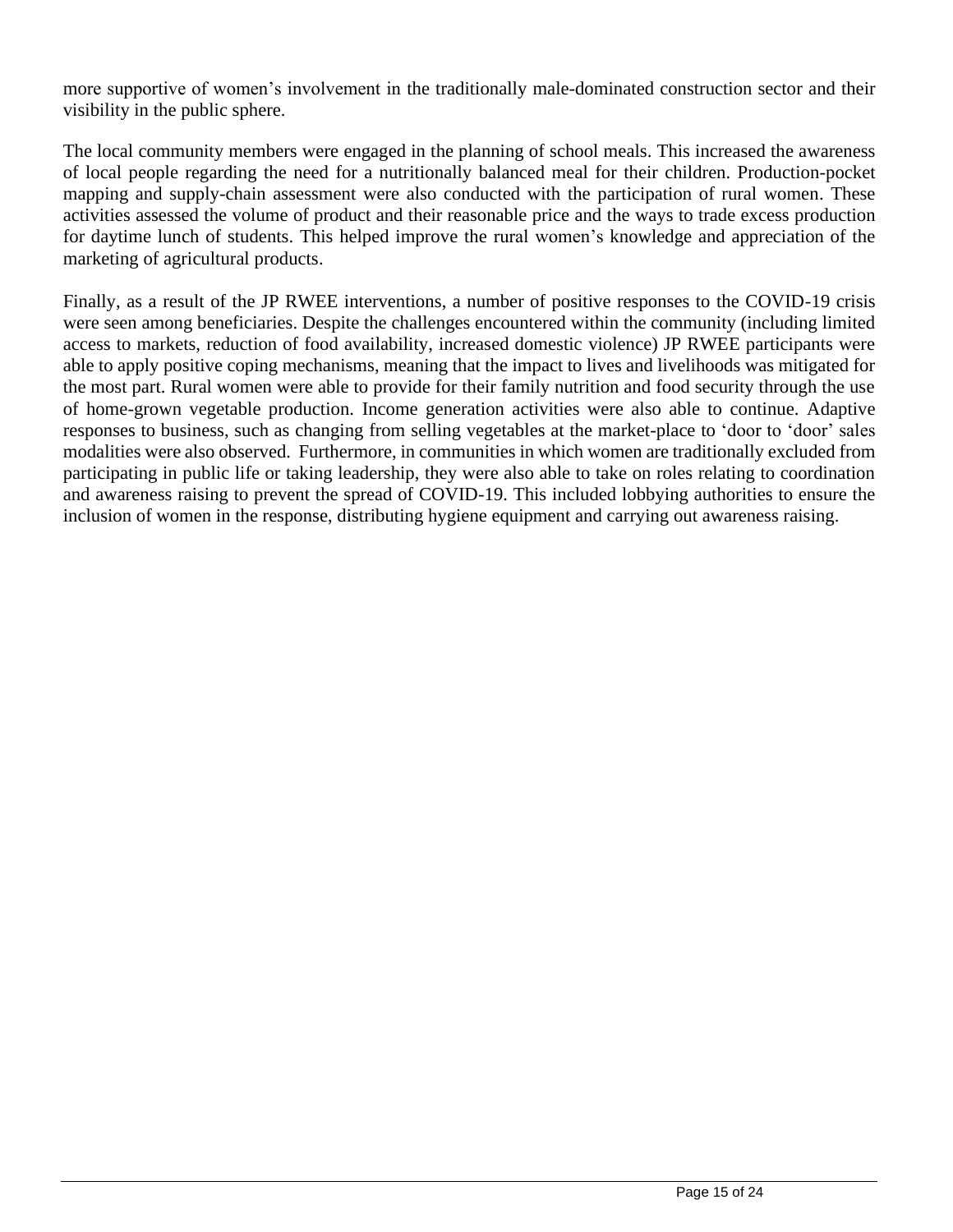more supportive of women's involvement in the traditionally male-dominated construction sector and their visibility in the public sphere.

The local community members were engaged in the planning of school meals. This increased the awareness of local people regarding the need for a nutritionally balanced meal for their children. Production-pocket mapping and supply-chain assessment were also conducted with the participation of rural women. These activities assessed the volume of product and their reasonable price and the ways to trade excess production for daytime lunch of students. This helped improve the rural women's knowledge and appreciation of the marketing of agricultural products.

Finally, as a result of the JP RWEE interventions, a number of positive responses to the COVID-19 crisis were seen among beneficiaries. Despite the challenges encountered within the community (including limited access to markets, reduction of food availability, increased domestic violence) JP RWEE participants were able to apply positive coping mechanisms, meaning that the impact to lives and livelihoods was mitigated for the most part. Rural women were able to provide for their family nutrition and food security through the use of home-grown vegetable production. Income generation activities were also able to continue. Adaptive responses to business, such as changing from selling vegetables at the market-place to 'door to 'door' sales modalities were also observed. Furthermore, in communities in which women are traditionally excluded from participating in public life or taking leadership, they were also able to take on roles relating to coordination and awareness raising to prevent the spread of COVID-19. This included lobbying authorities to ensure the inclusion of women in the response, distributing hygiene equipment and carrying out awareness raising.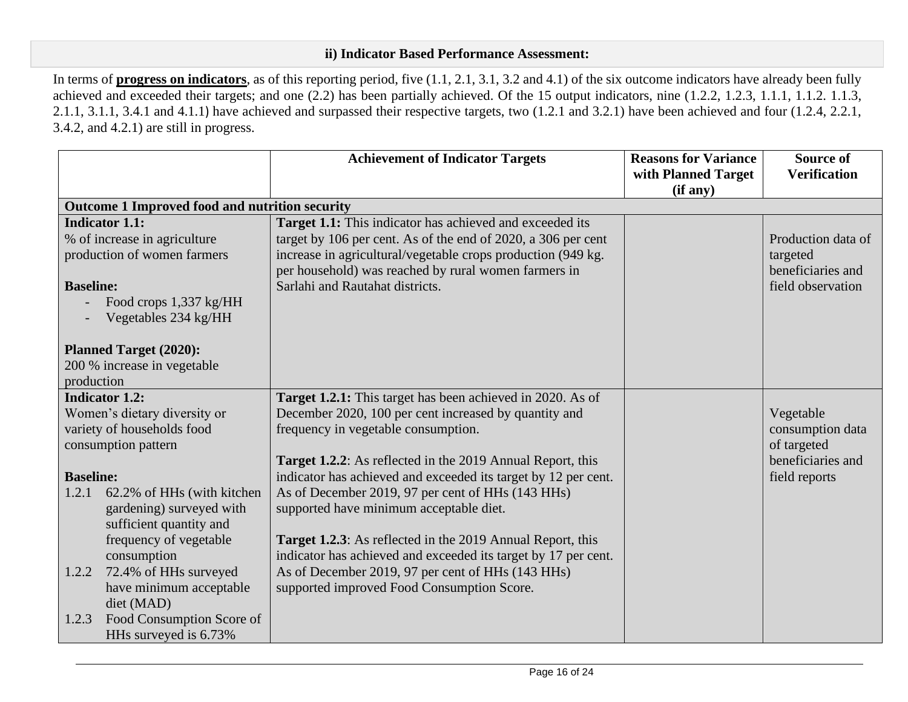### ii) Indicator Based Performance Assessment:

In terms of **progress on indicators**, as of this reporting period, five (1.1, 2.1, 3.1, 3.2 and 4.1) of the six outcome indicators have already been fully achieved and exceeded their targets; and one (2.2) has been partially achieved. Of the 15 output indicators, nine (1.2.2, 1.2.3, 1.1.1, 1.1.2. 1.1.3, 2.1.1, 3.1.1, 3.4.1 and 4.1.1) have achieved and surpassed their respective targets, two (1.2.1 and 3.2.1) have been achieved and four (1.2.4, 2.2.1, 3.4.2, and 4.2.1) are still in progress.

| | Achievement of Indicator Targets | Reasons for Variance with Planned Target (if any) | Source of Verification |
|---|---|---|---|
| **Outcome 1 Improved food and nutrition security** | | | |
| **Indicator 1.1:**<br>% of increase in agriculture production of women farmers<br><br>**Baseline:**<br>- Food crops 1,337 kg/HH<br>- Vegetables 234 kg/HH<br><br>**Planned Target (2020):**<br>200 % increase in vegetable production | **Target 1.1:** This indicator has achieved and exceeded its target by 106 per cent. As of the end of 2020, a 306 per cent increase in agricultural/vegetable crops production (949 kg. per household) was reached by rural women farmers in Sarlahi and Rautahat districts. | | Production data of targeted beneficiaries and field observation |
| **Indicator 1.2:**<br>Women's dietary diversity or variety of households food consumption pattern<br><br>**Baseline:**<br>1.2.1 62.2% of HHs (with kitchen gardening) surveyed with sufficient quantity and frequency of vegetable consumption<br>1.2.2 72.4% of HHs surveyed have minimum acceptable diet (MAD)<br>1.2.3 Food Consumption Score of HHs surveyed is 6.73% | **Target 1.2.1:** This target has been achieved in 2020. As of December 2020, 100 per cent increased by quantity and frequency in vegetable consumption.<br><br>**Target 1.2.2**: As reflected in the 2019 Annual Report, this indicator has achieved and exceeded its target by 12 per cent. As of December 2019, 97 per cent of HHs (143 HHs) supported have minimum acceptable diet.<br><br>**Target 1.2.3**: As reflected in the 2019 Annual Report, this indicator has achieved and exceeded its target by 17 per cent. As of December 2019, 97 per cent of HHs (143 HHs) supported improved Food Consumption Score. | | Vegetable consumption data of targeted beneficiaries and field reports |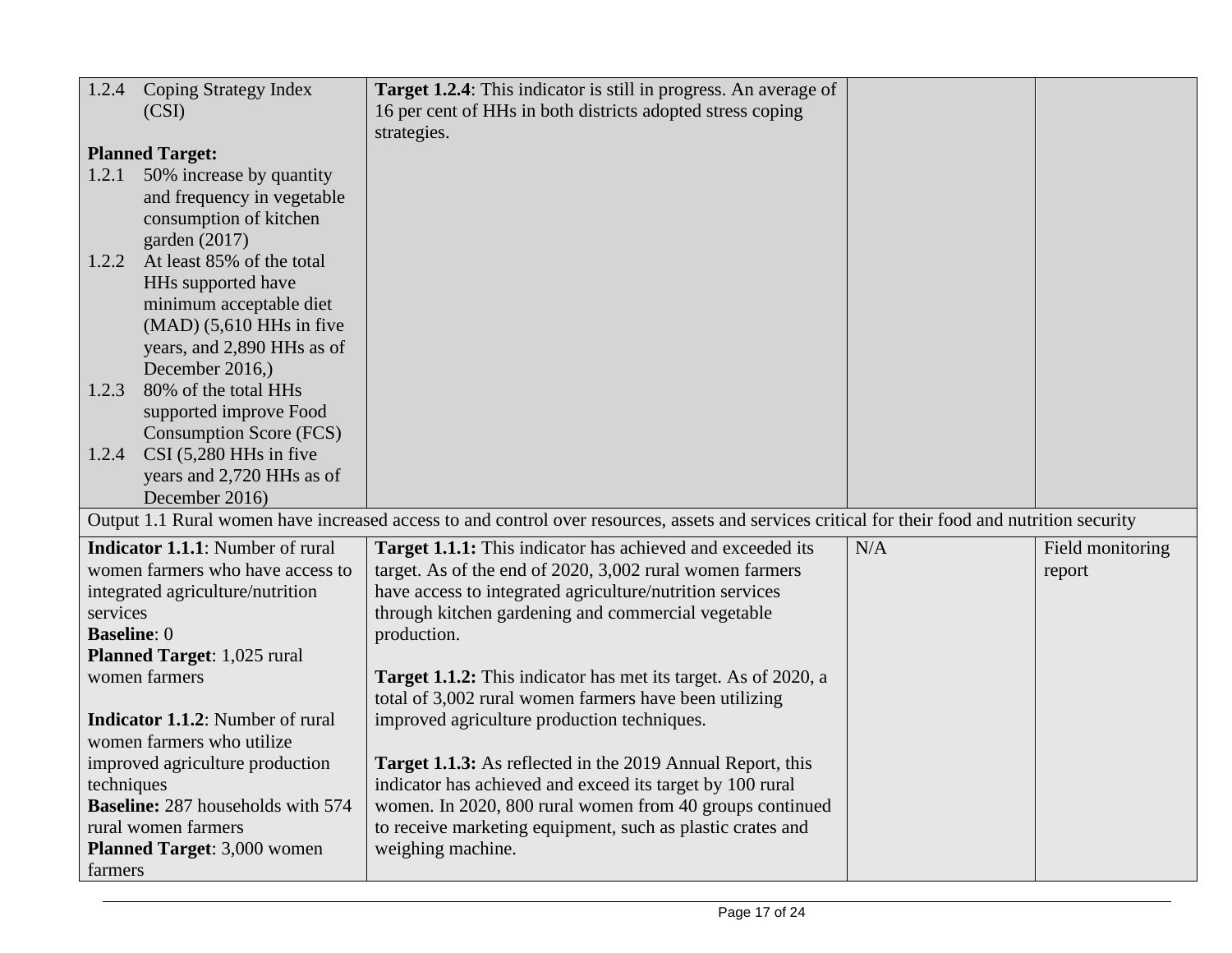| | | | |
|---|---|---|---|
| 1.2.4 Coping Strategy Index (CSI)<br><br>**Planned Target:**<br>1.2.1 50% increase by quantity and frequency in vegetable consumption of kitchen garden (2017)<br>1.2.2 At least 85% of the total HHs supported have minimum acceptable diet (MAD) (5,610 HHs in five years, and 2,890 HHs as of December 2016,)<br>1.2.3 80% of the total HHs supported improve Food Consumption Score (FCS)<br>1.2.4 CSI (5,280 HHs in five years and 2,720 HHs as of December 2016) | **Target 1.2.4**: This indicator is still in progress. An average of 16 per cent of HHs in both districts adopted stress coping strategies. | | |
| Output 1.1 Rural women have increased access to and control over resources, assets and services critical for their food and nutrition security | | | |
| **Indicator 1.1.1**: Number of rural women farmers who have access to integrated agriculture/nutrition services<br>**Baseline**: 0<br>**Planned Target**: 1,025 rural women farmers<br><br>**Indicator 1.1.2**: Number of rural women farmers who utilize improved agriculture production techniques<br>**Baseline:** 287 households with 574 rural women farmers<br>**Planned Target**: 3,000 women farmers | **Target 1.1.1:** This indicator has achieved and exceeded its target. As of the end of 2020, 3,002 rural women farmers have access to integrated agriculture/nutrition services through kitchen gardening and commercial vegetable production.<br><br>**Target 1.1.2:** This indicator has met its target. As of 2020, a total of 3,002 rural women farmers have been utilizing improved agriculture production techniques.<br><br>**Target 1.1.3:** As reflected in the 2019 Annual Report, this indicator has achieved and exceed its target by 100 rural women. In 2020, 800 rural women from 40 groups continued to receive marketing equipment, such as plastic crates and weighing machine. | N/A | Field monitoring report |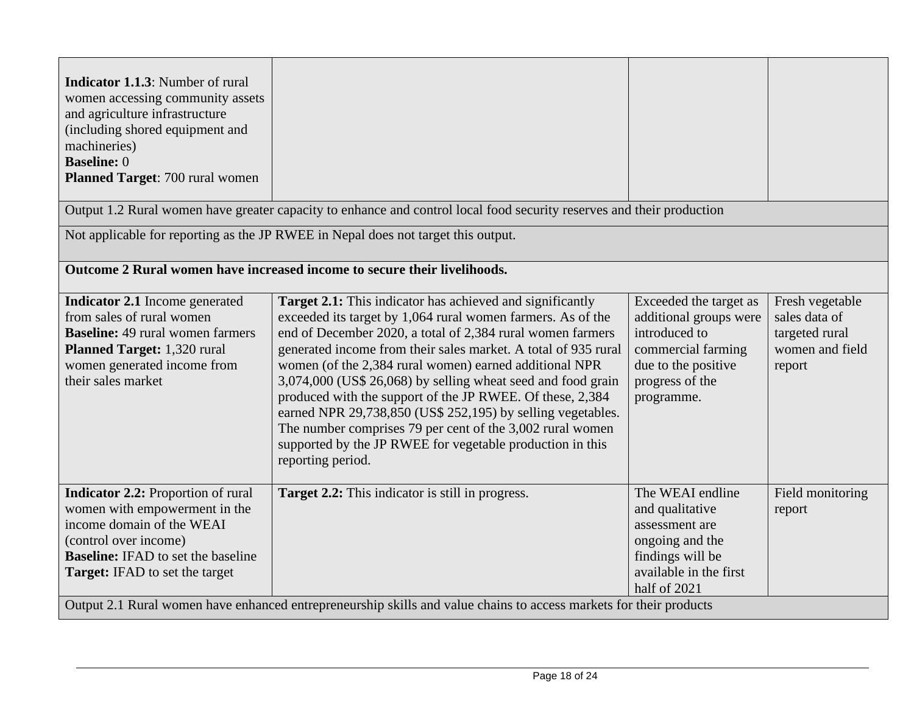| | | | |
|---|---|---|---|
| **Indicator 1.1.3**: Number of rural women accessing community assets and agriculture infrastructure (including shored equipment and machineries)<br>**Baseline:** 0<br>**Planned Target**: 700 rural women | | | |
| Output 1.2 Rural women have greater capacity to enhance and control local food security reserves and their production | | | |
| Not applicable for reporting as the JP RWEE in Nepal does not target this output. | | | |
| **Outcome 2 Rural women have increased income to secure their livelihoods.** | | | |
| **Indicator 2.1** Income generated from sales of rural women<br>**Baseline:** 49 rural women farmers<br>**Planned Target:** 1,320 rural women generated income from their sales market | **Target 2.1:** This indicator has achieved and significantly exceeded its target by 1,064 rural women farmers. As of the end of December 2020, a total of 2,384 rural women farmers generated income from their sales market. A total of 935 rural women (of the 2,384 rural women) earned additional NPR 3,074,000 (US$ 26,068) by selling wheat seed and food grain produced with the support of the JP RWEE. Of these, 2,384 earned NPR 29,738,850 (US$ 252,195) by selling vegetables. The number comprises 79 per cent of the 3,002 rural women supported by the JP RWEE for vegetable production in this reporting period. | Exceeded the target as additional groups were introduced to commercial farming due to the positive progress of the programme. | Fresh vegetable sales data of targeted rural women and field report |
| **Indicator 2.2:** Proportion of rural women with empowerment in the income domain of the WEAI (control over income)<br>**Baseline:** IFAD to set the baseline<br>**Target:** IFAD to set the target | **Target 2.2:** This indicator is still in progress. | The WEAI endline and qualitative assessment are ongoing and the findings will be available in the first half of 2021 | Field monitoring report |
| Output 2.1 Rural women have enhanced entrepreneurship skills and value chains to access markets for their products | | | |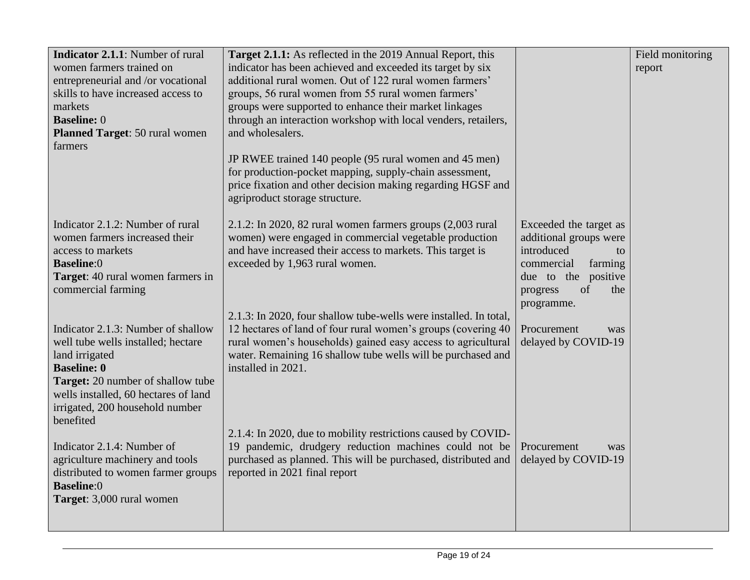| | | | |
|---|---|---|---|
| **Indicator 2.1.1**: Number of rural women farmers trained on entrepreneurial and /or vocational skills to have increased access to markets<br>**Baseline:** 0<br>**Planned Target**: 50 rural women farmers | **Target 2.1.1:** As reflected in the 2019 Annual Report, this indicator has been achieved and exceeded its target by six additional rural women. Out of 122 rural women farmers' groups, 56 rural women from 55 rural women farmers' groups were supported to enhance their market linkages through an interaction workshop with local venders, retailers, and wholesalers.<br><br>JP RWEE trained 140 people (95 rural women and 45 men) for production-pocket mapping, supply-chain assessment, price fixation and other decision making regarding HGSF and agriproduct storage structure. | | Field monitoring report |
| Indicator 2.1.2: Number of rural women farmers increased their access to markets<br>**Baseline**:0<br>**Target**: 40 rural women farmers in commercial farming | 2.1.2: In 2020, 82 rural women farmers groups (2,003 rural women) were engaged in commercial vegetable production and have increased their access to markets. This target is exceeded by 1,963 rural women. | Exceeded the target as additional groups were introduced to commercial farming due to the positive progress of the programme. | |
| Indicator 2.1.3: Number of shallow well tube wells installed; hectare land irrigated<br>**Baseline: 0**<br>**Target:** 20 number of shallow tube wells installed, 60 hectares of land irrigated, 200 household number benefited | 2.1.3: In 2020, four shallow tube-wells were installed. In total, 12 hectares of land of four rural women's groups (covering 40 rural women's households) gained easy access to agricultural water. Remaining 16 shallow tube wells will be purchased and installed in 2021. | Procurement was delayed by COVID-19 | |
| Indicator 2.1.4: Number of agriculture machinery and tools distributed to women farmer groups<br>**Baseline**:0<br>**Target**: 3,000 rural women | 2.1.4: In 2020, due to mobility restrictions caused by COVID-19 pandemic, drudgery reduction machines could not be purchased as planned. This will be purchased, distributed and reported in 2021 final report | Procurement was delayed by COVID-19 | |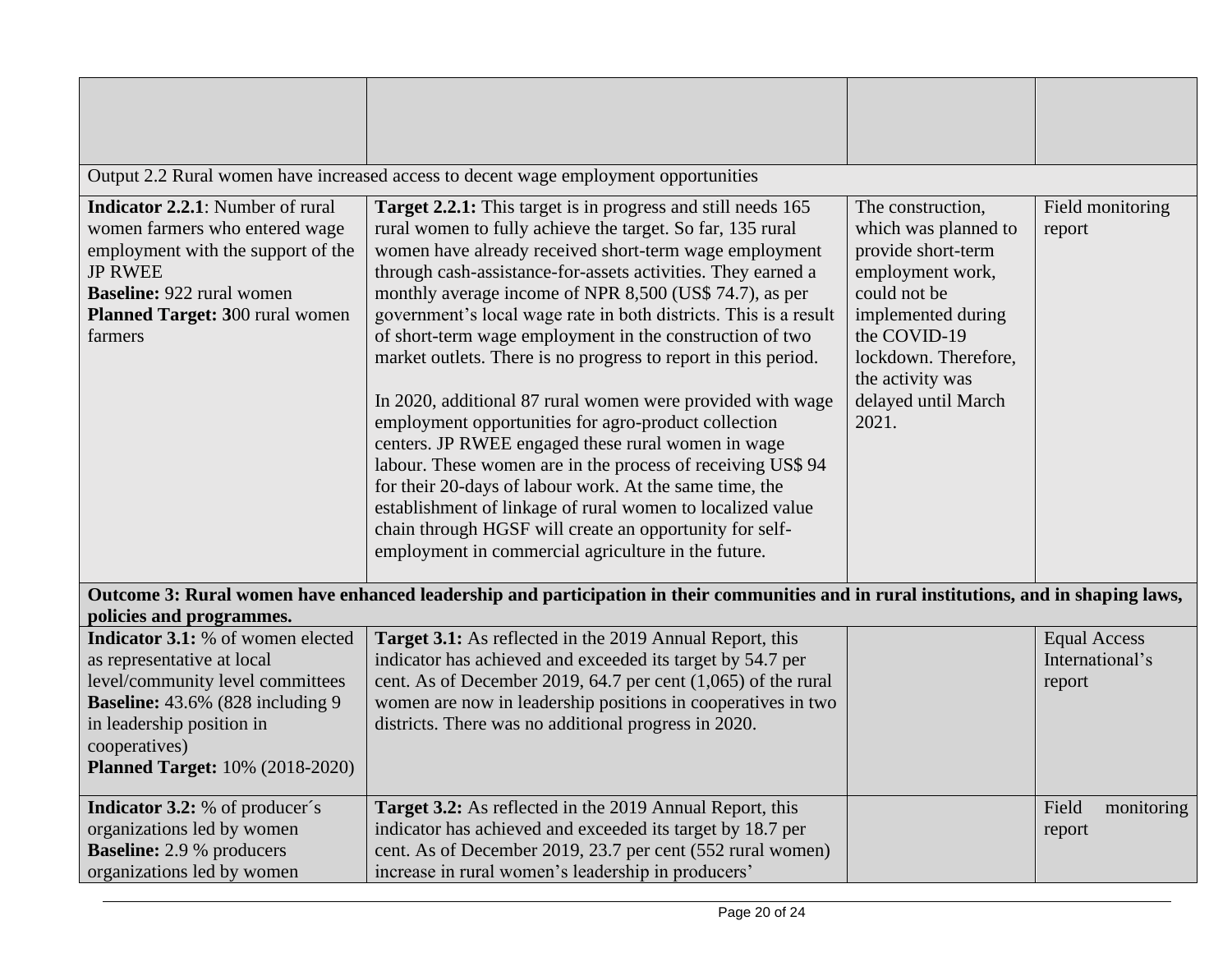| | | | |
|---|---|---|---|
| **Output 2.2 Rural women have increased access to decent wage employment opportunities** | | | |
| **Indicator 2.2.1**: Number of rural women farmers who entered wage employment with the support of the JP RWEE<br>**Baseline:** 922 rural women<br>**Planned Target: 3**00 rural women farmers | **Target 2.2.1:** This target is in progress and still needs 165 rural women to fully achieve the target. So far, 135 rural women have already received short-term wage employment through cash-assistance-for-assets activities. They earned a monthly average income of NPR 8,500 (US$ 74.7), as per government's local wage rate in both districts. This is a result of short-term wage employment in the construction of two market outlets. There is no progress to report in this period.<br><br>In 2020, additional 87 rural women were provided with wage employment opportunities for agro-product collection centers. JP RWEE engaged these rural women in wage labour. These women are in the process of receiving US$ 94 for their 20-days of labour work. At the same time, the establishment of linkage of rural women to localized value chain through HGSF will create an opportunity for self-employment in commercial agriculture in the future. | The construction, which was planned to provide short-term employment work, could not be implemented during the COVID-19 lockdown. Therefore, the activity was delayed until March 2021. | Field monitoring report |
| **Outcome 3: Rural women have enhanced leadership and participation in their communities and in rural institutions, and in shaping laws, policies and programmes.** | | | |
| **Indicator 3.1:** % of women elected as representative at local level/community level committees<br>**Baseline:** 43.6% (828 including 9 in leadership position in cooperatives)<br>**Planned Target:** 10% (2018-2020) | **Target 3.1:** As reflected in the 2019 Annual Report, this indicator has achieved and exceeded its target by 54.7 per cent. As of December 2019, 64.7 per cent (1,065) of the rural women are now in leadership positions in cooperatives in two districts. There was no additional progress in 2020. | | Equal Access International's report |
| **Indicator 3.2:** % of producer´s organizations led by women<br>**Baseline:** 2.9 % producers organizations led by women | **Target 3.2:** As reflected in the 2019 Annual Report, this indicator has achieved and exceeded its target by 18.7 per cent. As of December 2019, 23.7 per cent (552 rural women) increase in rural women's leadership in producers' | | Field monitoring report |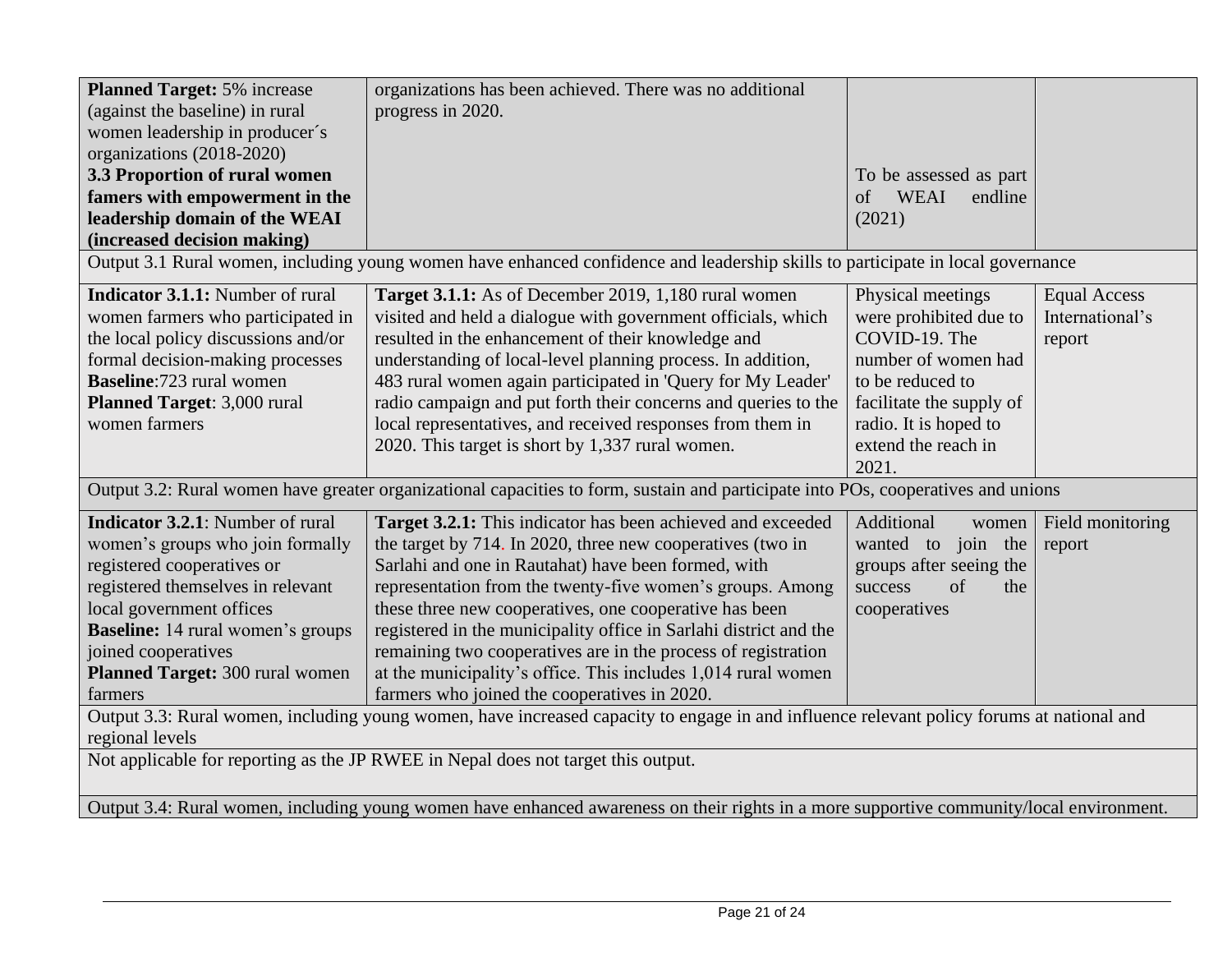| | | | |
|---|---|---|---|
| **Planned Target:** 5% increase (against the baseline) in rural women leadership in producer´s organizations (2018-2020)<br>**3.3 Proportion of rural women famers with empowerment in the leadership domain of the WEAI (increased decision making)** | organizations has been achieved. There was no additional progress in 2020. | To be assessed as part of WEAI endline (2021) | |
| Output 3.1 Rural women, including young women have enhanced confidence and leadership skills to participate in local governance | | | |
| **Indicator 3.1.1:** Number of rural women farmers who participated in the local policy discussions and/or formal decision-making processes<br>**Baseline**:723 rural women<br>**Planned Target**: 3,000 rural women farmers | **Target 3.1.1:** As of December 2019, 1,180 rural women visited and held a dialogue with government officials, which resulted in the enhancement of their knowledge and understanding of local-level planning process. In addition, 483 rural women again participated in 'Query for My Leader' radio campaign and put forth their concerns and queries to the local representatives, and received responses from them in 2020. This target is short by 1,337 rural women. | Physical meetings were prohibited due to COVID-19. The number of women had to be reduced to facilitate the supply of radio. It is hoped to extend the reach in 2021. | Equal Access International's report |
| Output 3.2: Rural women have greater organizational capacities to form, sustain and participate into POs, cooperatives and unions | | | |
| **Indicator 3.2.1**: Number of rural women's groups who join formally registered cooperatives or registered themselves in relevant local government offices<br>**Baseline:** 14 rural women's groups joined cooperatives<br>**Planned Target:** 300 rural women farmers | **Target 3.2.1:** This indicator has been achieved and exceeded the target by 714. In 2020, three new cooperatives (two in Sarlahi and one in Rautahat) have been formed, with representation from the twenty-five women's groups. Among these three new cooperatives, one cooperative has been registered in the municipality office in Sarlahi district and the remaining two cooperatives are in the process of registration at the municipality's office. This includes 1,014 rural women farmers who joined the cooperatives in 2020. | Additional women wanted to join the groups after seeing the success of the cooperatives | Field monitoring report |
| Output 3.3: Rural women, including young women, have increased capacity to engage in and influence relevant policy forums at national and regional levels | | | |
| Not applicable for reporting as the JP RWEE in Nepal does not target this output. | | | |
| Output 3.4: Rural women, including young women have enhanced awareness on their rights in a more supportive community/local environment. | | | |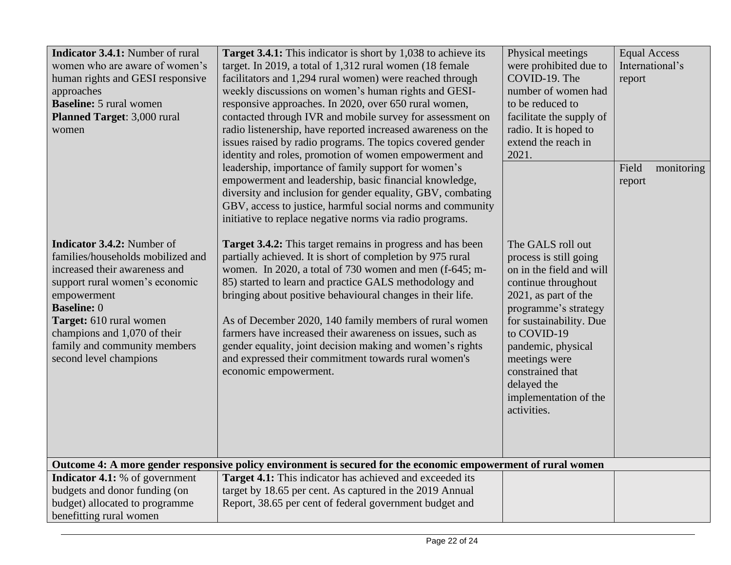| | | | |
|---|---|---|---|
| **Indicator 3.4.1:** Number of rural women who are aware of women's human rights and GESI responsive approaches<br>**Baseline:** 5 rural women<br>**Planned Target**: 3,000 rural women | **Target 3.4.1:** This indicator is short by 1,038 to achieve its target. In 2019, a total of 1,312 rural women (18 female facilitators and 1,294 rural women) were reached through weekly discussions on women's human rights and GESI-responsive approaches. In 2020, over 650 rural women, contacted through IVR and mobile survey for assessment on radio listenership, have reported increased awareness on the issues raised by radio programs. The topics covered gender identity and roles, promotion of women empowerment and leadership, importance of family support for women's empowerment and leadership, basic financial knowledge, diversity and inclusion for gender equality, GBV, combating GBV, access to justice, harmful social norms and community initiative to replace negative norms via radio programs. | Physical meetings were prohibited due to COVID-19. The number of women had to be reduced to facilitate the supply of radio. It is hoped to extend the reach in 2021. | Equal Access International's report |
| **Indicator 3.4.2:** Number of families/households mobilized and increased their awareness and support rural women's economic empowerment<br>**Baseline:** 0<br>**Target:** 610 rural women champions and 1,070 of their family and community members second level champions | **Target 3.4.2:** This target remains in progress and has been partially achieved. It is short of completion by 975 rural women. In 2020, a total of 730 women and men (f-645; m-85) started to learn and practice GALS methodology and bringing about positive behavioural changes in their life.<br><br>As of December 2020, 140 family members of rural women farmers have increased their awareness on issues, such as gender equality, joint decision making and women's rights and expressed their commitment towards rural women's economic empowerment. | The GALS roll out process is still going on in the field and will continue throughout 2021, as part of the programme's strategy for sustainability. Due to COVID-19 pandemic, physical meetings were constrained that delayed the implementation of the activities. | Field monitoring report |
| **Outcome 4: A more gender responsive policy environment is secured for the economic empowerment of rural women** | | | |
| **Indicator 4.1:** % of government budgets and donor funding (on budget) allocated to programme benefitting rural women | **Target 4.1:** This indicator has achieved and exceeded its target by 18.65 per cent. As captured in the 2019 Annual Report, 38.65 per cent of federal government budget and | | |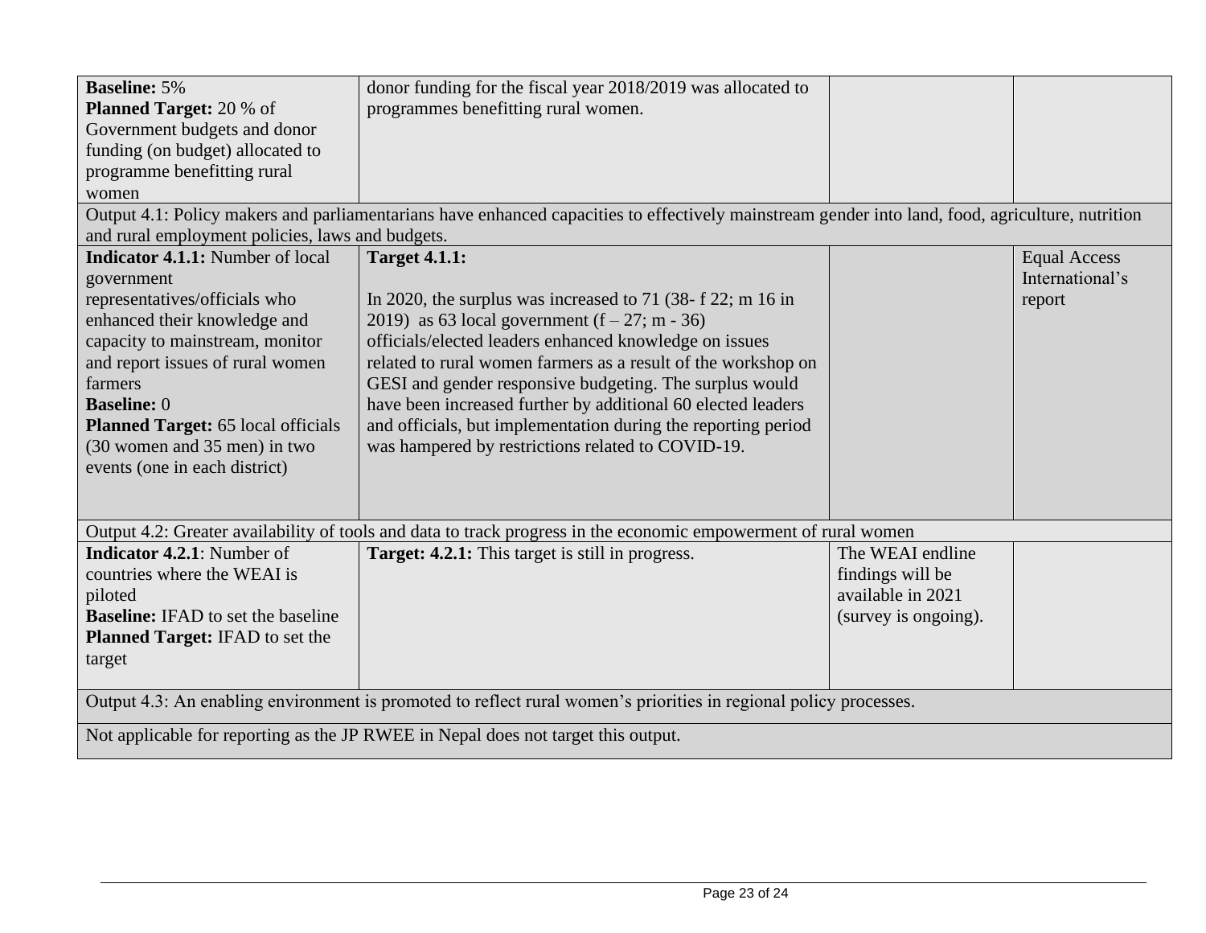| | | | |
|---|---|---|---|
| **Baseline:** 5%<br>**Planned Target:** 20 % of Government budgets and donor funding (on budget) allocated to programme benefitting rural women | donor funding for the fiscal year 2018/2019 was allocated to programmes benefitting rural women. | | |
| Output 4.1: Policy makers and parliamentarians have enhanced capacities to effectively mainstream gender into land, food, agriculture, nutrition and rural employment policies, laws and budgets. | | | |
| **Indicator 4.1.1:** Number of local government representatives/officials who enhanced their knowledge and capacity to mainstream, monitor and report issues of rural women farmers<br>**Baseline:** 0<br>**Planned Target:** 65 local officials (30 women and 35 men) in two events (one in each district) | **Target 4.1.1:**<br><br>In 2020, the surplus was increased to 71 (38- f 22; m 16 in 2019) as 63 local government (f – 27; m - 36) officials/elected leaders enhanced knowledge on issues related to rural women farmers as a result of the workshop on GESI and gender responsive budgeting. The surplus would have been increased further by additional 60 elected leaders and officials, but implementation during the reporting period was hampered by restrictions related to COVID-19. | | Equal Access International's report |
| Output 4.2: Greater availability of tools and data to track progress in the economic empowerment of rural women | | | |
| **Indicator 4.2.1**: Number of countries where the WEAI is piloted<br>**Baseline:** IFAD to set the baseline<br>**Planned Target:** IFAD to set the target | **Target: 4.2.1:** This target is still in progress. | The WEAI endline findings will be available in 2021 (survey is ongoing). | |
| Output 4.3: An enabling environment is promoted to reflect rural women's priorities in regional policy processes. | | | |
| Not applicable for reporting as the JP RWEE in Nepal does not target this output. | | | |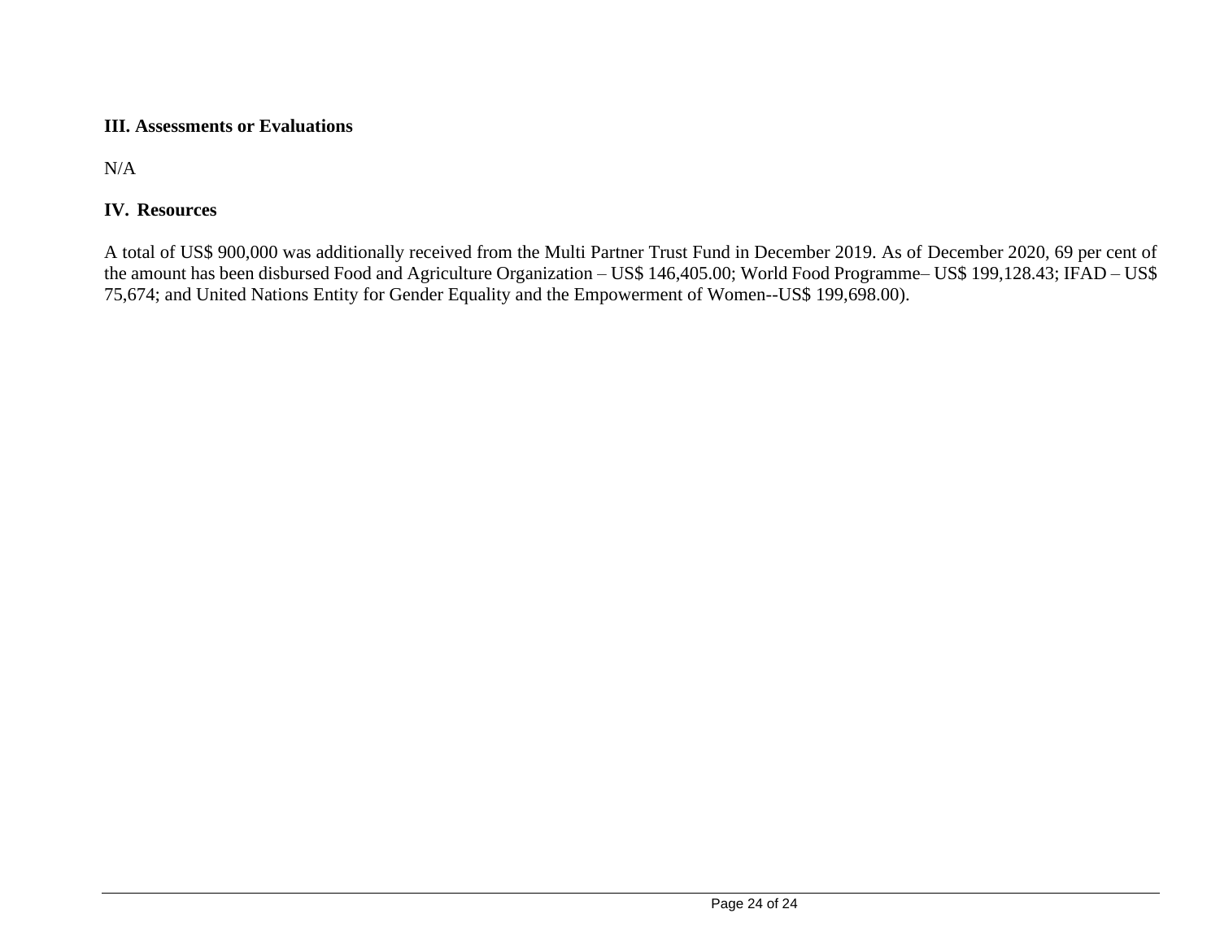**III. Assessments or Evaluations**

N/A

**IV. Resources**

A total of US$ 900,000 was additionally received from the Multi Partner Trust Fund in December 2019. As of December 2020, 69 per cent of the amount has been disbursed Food and Agriculture Organization – US$ 146,405.00; World Food Programme– US$ 199,128.43; IFAD – US$ 75,674; and United Nations Entity for Gender Equality and the Empowerment of Women--US$ 199,698.00).